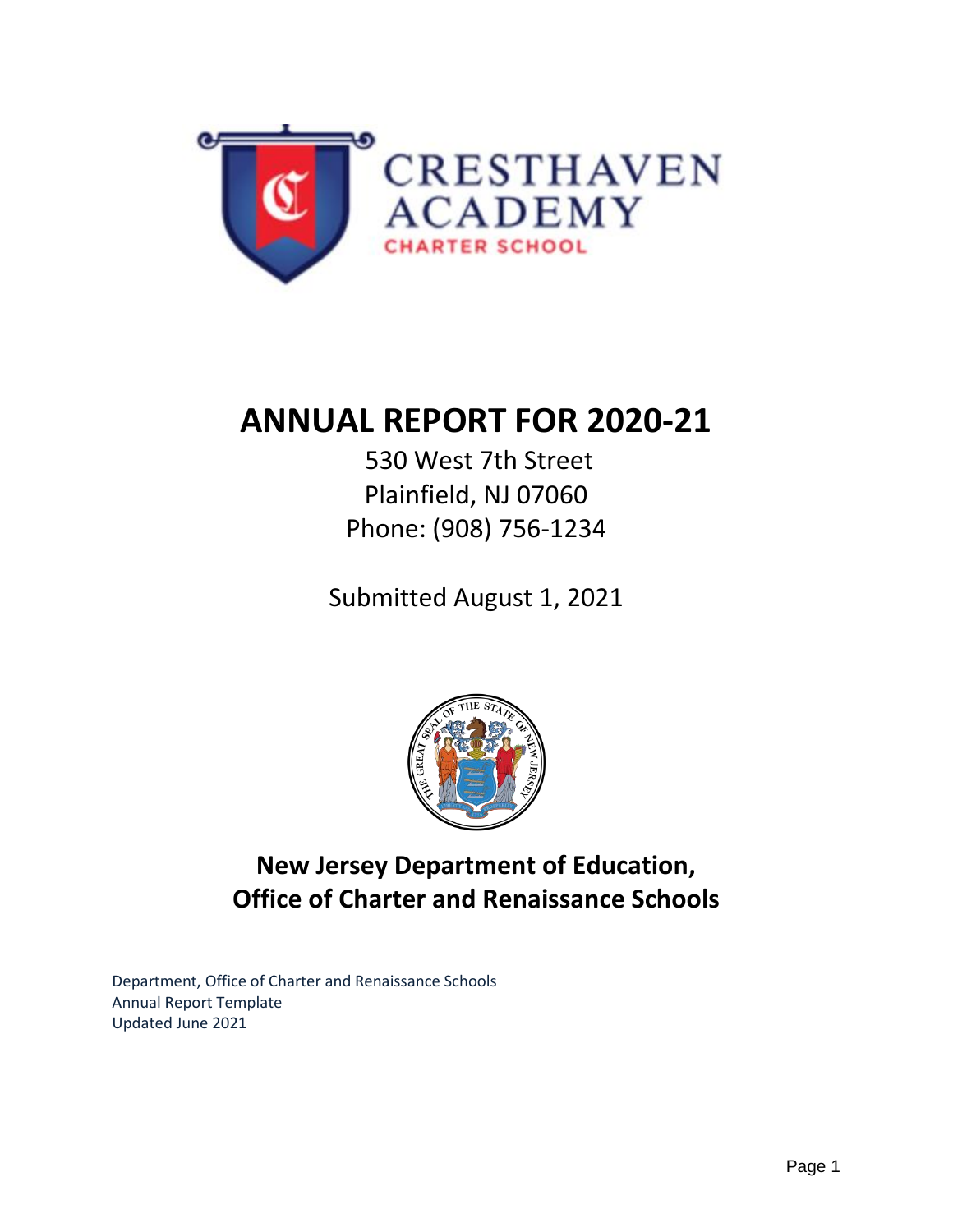CRESTHAVEN ACADEMY

CHARTER SCHOOL

# ANNUAL REPORT FOR 2020-21

530 West 7th Street
Plainfield, NJ 07060
Phone: (908) 756-1234

Submitted August 1, 2021

## New Jersey Department of Education, Office of Charter and Renaissance Schools

Department, Office of Charter and Renaissance Schools
Annual Report Template
Updated June 2021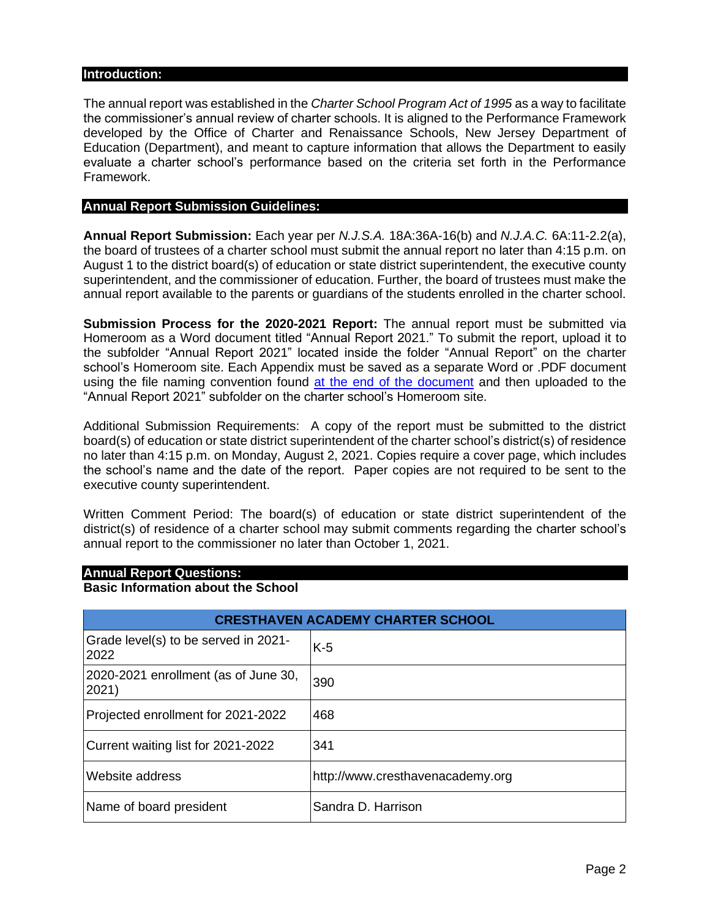## Introduction:

The annual report was established in the *Charter School Program Act of 1995* as a way to facilitate the commissioner's annual review of charter schools. It is aligned to the Performance Framework developed by the Office of Charter and Renaissance Schools, New Jersey Department of Education (Department), and meant to capture information that allows the Department to easily evaluate a charter school's performance based on the criteria set forth in the Performance Framework.

## Annual Report Submission Guidelines:

**Annual Report Submission:** Each year per *N.J.S.A.* 18A:36A-16(b) and *N.J.A.C.* 6A:11-2.2(a), the board of trustees of a charter school must submit the annual report no later than 4:15 p.m. on August 1 to the district board(s) of education or state district superintendent, the executive county superintendent, and the commissioner of education. Further, the board of trustees must make the annual report available to the parents or guardians of the students enrolled in the charter school.

**Submission Process for the 2020-2021 Report:** The annual report must be submitted via Homeroom as a Word document titled "Annual Report 2021." To submit the report, upload it to the subfolder "Annual Report 2021" located inside the folder "Annual Report" on the charter school's Homeroom site. Each Appendix must be saved as a separate Word or .PDF document using the file naming convention found at the end of the document and then uploaded to the "Annual Report 2021" subfolder on the charter school's Homeroom site.

Additional Submission Requirements: A copy of the report must be submitted to the district board(s) of education or state district superintendent of the charter school's district(s) of residence no later than 4:15 p.m. on Monday, August 2, 2021. Copies require a cover page, which includes the school's name and the date of the report. Paper copies are not required to be sent to the executive county superintendent.

Written Comment Period: The board(s) of education or state district superintendent of the district(s) of residence of a charter school may submit comments regarding the charter school's annual report to the commissioner no later than October 1, 2021.

## Annual Report Questions:

**Basic Information about the School**

| CRESTHAVEN ACADEMY CHARTER SCHOOL | |
|---|---|
| Grade level(s) to be served in 2021-2022 | K-5 |
| 2020-2021 enrollment (as of June 30, 2021) | 390 |
| Projected enrollment for 2021-2022 | 468 |
| Current waiting list for 2021-2022 | 341 |
| Website address | http://www.cresthavenacademy.org |
| Name of board president | Sandra D. Harrison |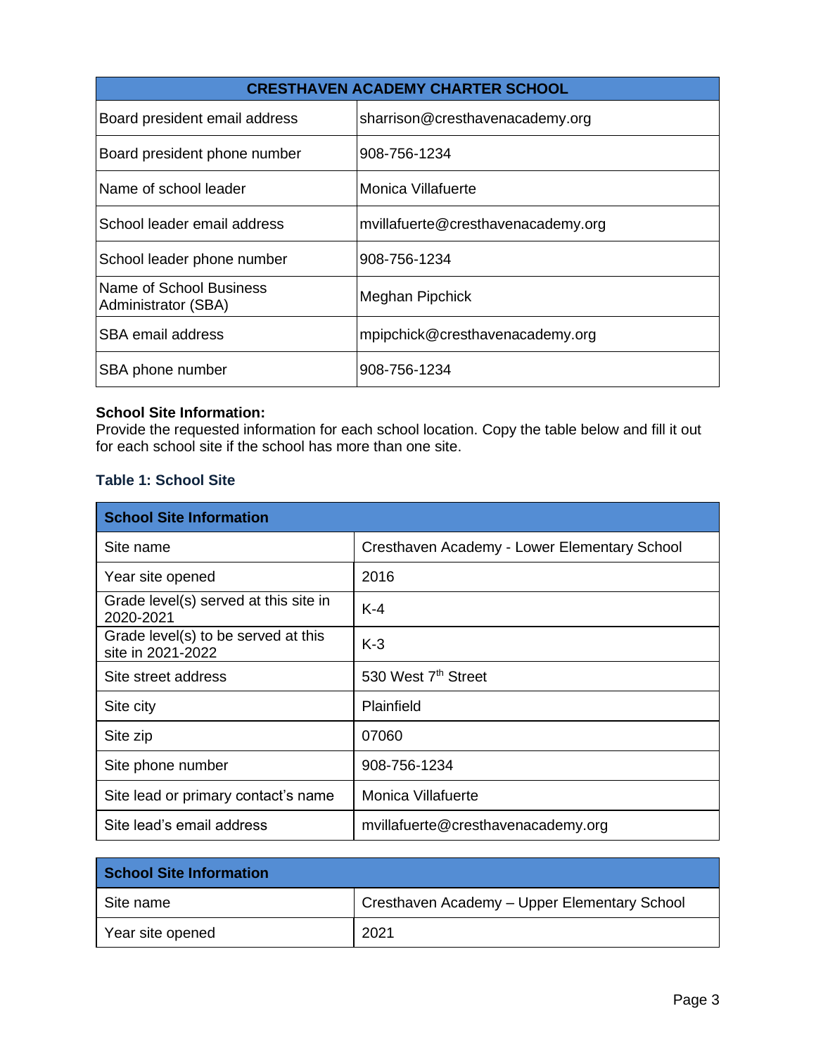| CRESTHAVEN ACADEMY CHARTER SCHOOL | |
|---|---|
| Board president email address | sharrison@cresthavenacademy.org |
| Board president phone number | 908-756-1234 |
| Name of school leader | Monica Villafuerte |
| School leader email address | mvillafuerte@cresthavenacademy.org |
| School leader phone number | 908-756-1234 |
| Name of School Business Administrator (SBA) | Meghan Pipchick |
| SBA email address | mpipchick@cresthavenacademy.org |
| SBA phone number | 908-756-1234 |

**School Site Information:**
Provide the requested information for each school location. Copy the table below and fill it out for each school site if the school has more than one site.

### Table 1: School Site

| School Site Information | |
|---|---|
| Site name | Cresthaven Academy - Lower Elementary School |
| Year site opened | 2016 |
| Grade level(s) served at this site in 2020-2021 | K-4 |
| Grade level(s) to be served at this site in 2021-2022 | K-3 |
| Site street address | 530 West 7th Street |
| Site city | Plainfield |
| Site zip | 07060 |
| Site phone number | 908-756-1234 |
| Site lead or primary contact's name | Monica Villafuerte |
| Site lead's email address | mvillafuerte@cresthavenacademy.org |

| School Site Information | |
|---|---|
| Site name | Cresthaven Academy – Upper Elementary School |
| Year site opened | 2021 |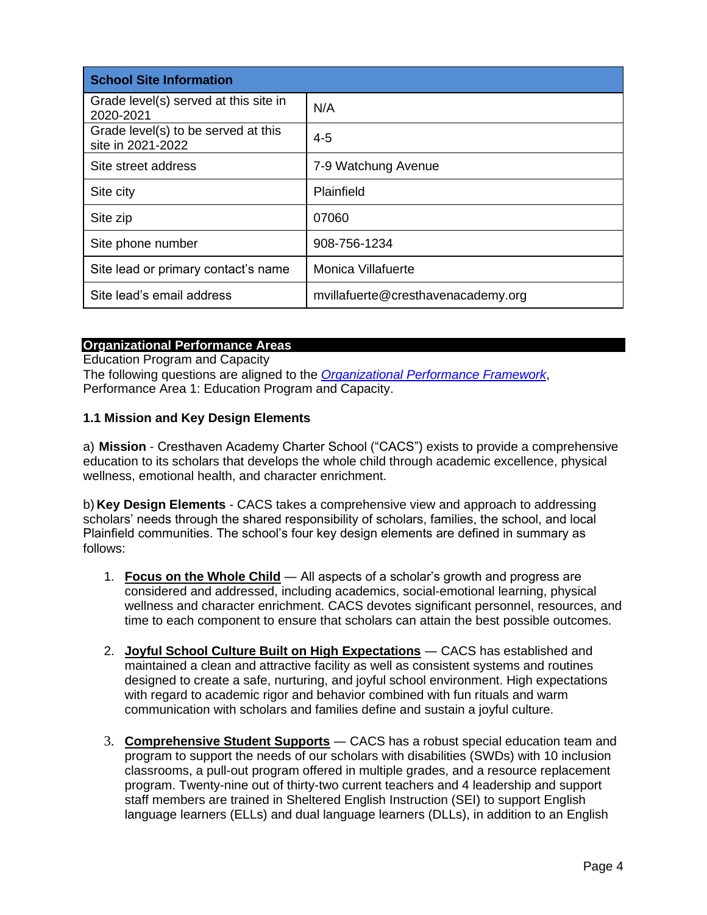| School Site Information | |
|---|---|
| Grade level(s) served at this site in 2020-2021 | N/A |
| Grade level(s) to be served at this site in 2021-2022 | 4-5 |
| Site street address | 7-9 Watchung Avenue |
| Site city | Plainfield |
| Site zip | 07060 |
| Site phone number | 908-756-1234 |
| Site lead or primary contact's name | Monica Villafuerte |
| Site lead's email address | mvillafuerte@cresthavenacademy.org |

## Organizational Performance Areas

Education Program and Capacity

The following questions are aligned to the *Organizational Performance Framework*, Performance Area 1: Education Program and Capacity.

### 1.1 Mission and Key Design Elements

a) **Mission** - Cresthaven Academy Charter School ("CACS") exists to provide a comprehensive education to its scholars that develops the whole child through academic excellence, physical wellness, emotional health, and character enrichment.

b) **Key Design Elements** - CACS takes a comprehensive view and approach to addressing scholars' needs through the shared responsibility of scholars, families, the school, and local Plainfield communities. The school's four key design elements are defined in summary as follows:

1. **Focus on the Whole Child** — All aspects of a scholar's growth and progress are considered and addressed, including academics, social-emotional learning, physical wellness and character enrichment. CACS devotes significant personnel, resources, and time to each component to ensure that scholars can attain the best possible outcomes.

2. **Joyful School Culture Built on High Expectations** — CACS has established and maintained a clean and attractive facility as well as consistent systems and routines designed to create a safe, nurturing, and joyful school environment. High expectations with regard to academic rigor and behavior combined with fun rituals and warm communication with scholars and families define and sustain a joyful culture.

3. **Comprehensive Student Supports** — CACS has a robust special education team and program to support the needs of our scholars with disabilities (SWDs) with 10 inclusion classrooms, a pull-out program offered in multiple grades, and a resource replacement program. Twenty-nine out of thirty-two current teachers and 4 leadership and support staff members are trained in Sheltered English Instruction (SEI) to support English language learners (ELLs) and dual language learners (DLLs), in addition to an English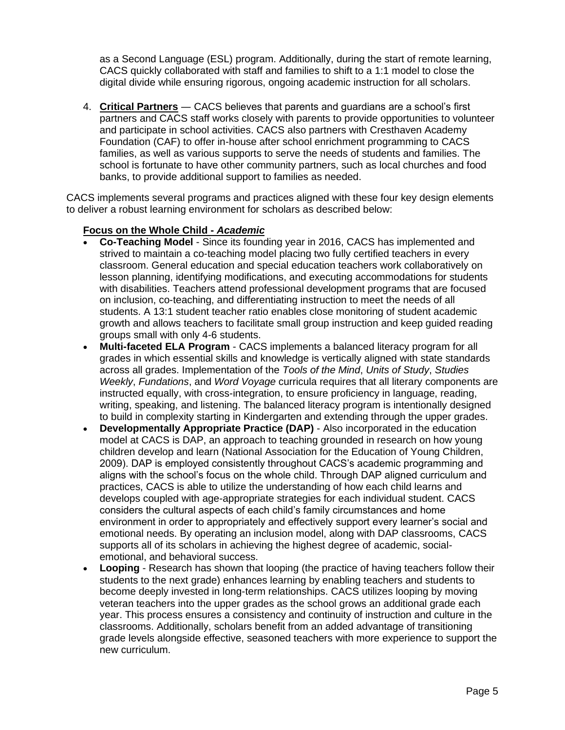as a Second Language (ESL) program. Additionally, during the start of remote learning, CACS quickly collaborated with staff and families to shift to a 1:1 model to close the digital divide while ensuring rigorous, ongoing academic instruction for all scholars.

4. **Critical Partners** — CACS believes that parents and guardians are a school's first partners and CACS staff works closely with parents to provide opportunities to volunteer and participate in school activities. CACS also partners with Cresthaven Academy Foundation (CAF) to offer in-house after school enrichment programming to CACS families, as well as various supports to serve the needs of students and families. The school is fortunate to have other community partners, such as local churches and food banks, to provide additional support to families as needed.

CACS implements several programs and practices aligned with these four key design elements to deliver a robust learning environment for scholars as described below:

**Focus on the Whole Child - *Academic***

- **Co-Teaching Model** - Since its founding year in 2016, CACS has implemented and strived to maintain a co-teaching model placing two fully certified teachers in every classroom. General education and special education teachers work collaboratively on lesson planning, identifying modifications, and executing accommodations for students with disabilities. Teachers attend professional development programs that are focused on inclusion, co-teaching, and differentiating instruction to meet the needs of all students. A 13:1 student teacher ratio enables close monitoring of student academic growth and allows teachers to facilitate small group instruction and keep guided reading groups small with only 4-6 students.
- **Multi-faceted ELA Program** - CACS implements a balanced literacy program for all grades in which essential skills and knowledge is vertically aligned with state standards across all grades. Implementation of the *Tools of the Mind*, *Units of Study*, *Studies Weekly*, *Fundations*, and *Word Voyage* curricula requires that all literary components are instructed equally, with cross-integration, to ensure proficiency in language, reading, writing, speaking, and listening. The balanced literacy program is intentionally designed to build in complexity starting in Kindergarten and extending through the upper grades.
- **Developmentally Appropriate Practice (DAP)** - Also incorporated in the education model at CACS is DAP, an approach to teaching grounded in research on how young children develop and learn (National Association for the Education of Young Children, 2009). DAP is employed consistently throughout CACS's academic programming and aligns with the school's focus on the whole child. Through DAP aligned curriculum and practices, CACS is able to utilize the understanding of how each child learns and develops coupled with age-appropriate strategies for each individual student. CACS considers the cultural aspects of each child's family circumstances and home environment in order to appropriately and effectively support every learner's social and emotional needs. By operating an inclusion model, along with DAP classrooms, CACS supports all of its scholars in achieving the highest degree of academic, social-emotional, and behavioral success.
- **Looping** - Research has shown that looping (the practice of having teachers follow their students to the next grade) enhances learning by enabling teachers and students to become deeply invested in long-term relationships. CACS utilizes looping by moving veteran teachers into the upper grades as the school grows an additional grade each year. This process ensures a consistency and continuity of instruction and culture in the classrooms. Additionally, scholars benefit from an added advantage of transitioning grade levels alongside effective, seasoned teachers with more experience to support the new curriculum.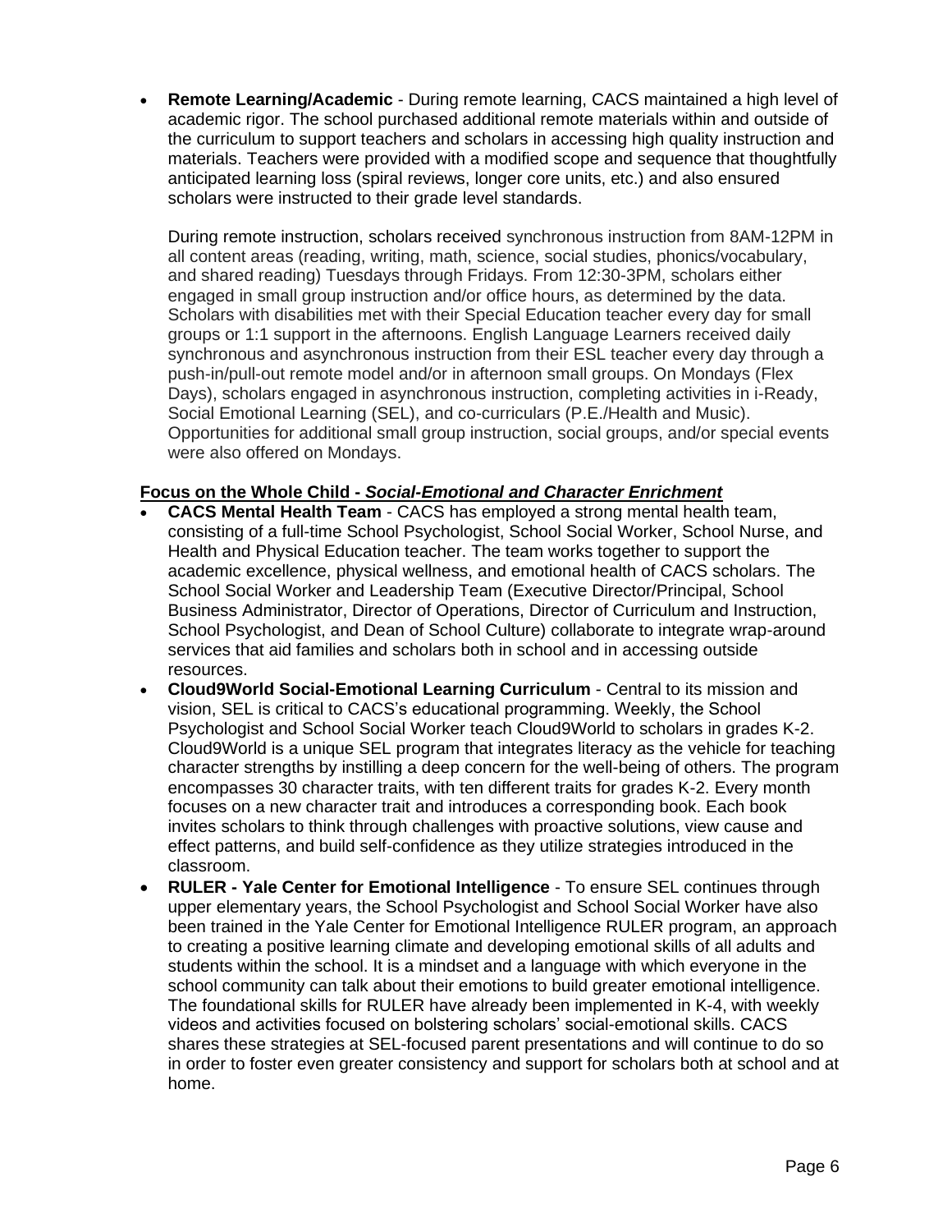- **Remote Learning/Academic** - During remote learning, CACS maintained a high level of academic rigor. The school purchased additional remote materials within and outside of the curriculum to support teachers and scholars in accessing high quality instruction and materials. Teachers were provided with a modified scope and sequence that thoughtfully anticipated learning loss (spiral reviews, longer core units, etc.) and also ensured scholars were instructed to their grade level standards.

  During remote instruction, scholars received synchronous instruction from 8AM-12PM in all content areas (reading, writing, math, science, social studies, phonics/vocabulary, and shared reading) Tuesdays through Fridays. From 12:30-3PM, scholars either engaged in small group instruction and/or office hours, as determined by the data. Scholars with disabilities met with their Special Education teacher every day for small groups or 1:1 support in the afternoons. English Language Learners received daily synchronous and asynchronous instruction from their ESL teacher every day through a push-in/pull-out remote model and/or in afternoon small groups. On Mondays (Flex Days), scholars engaged in asynchronous instruction, completing activities in i-Ready, Social Emotional Learning (SEL), and co-curriculars (P.E./Health and Music). Opportunities for additional small group instruction, social groups, and/or special events were also offered on Mondays.

**Focus on the Whole Child - *Social-Emotional and Character Enrichment***

- **CACS Mental Health Team** - CACS has employed a strong mental health team, consisting of a full-time School Psychologist, School Social Worker, School Nurse, and Health and Physical Education teacher. The team works together to support the academic excellence, physical wellness, and emotional health of CACS scholars. The School Social Worker and Leadership Team (Executive Director/Principal, School Business Administrator, Director of Operations, Director of Curriculum and Instruction, School Psychologist, and Dean of School Culture) collaborate to integrate wrap-around services that aid families and scholars both in school and in accessing outside resources.
- **Cloud9World Social-Emotional Learning Curriculum** - Central to its mission and vision, SEL is critical to CACS's educational programming. Weekly, the School Psychologist and School Social Worker teach Cloud9World to scholars in grades K-2. Cloud9World is a unique SEL program that integrates literacy as the vehicle for teaching character strengths by instilling a deep concern for the well-being of others. The program encompasses 30 character traits, with ten different traits for grades K-2. Every month focuses on a new character trait and introduces a corresponding book. Each book invites scholars to think through challenges with proactive solutions, view cause and effect patterns, and build self-confidence as they utilize strategies introduced in the classroom.
- **RULER - Yale Center for Emotional Intelligence** - To ensure SEL continues through upper elementary years, the School Psychologist and School Social Worker have also been trained in the Yale Center for Emotional Intelligence RULER program, an approach to creating a positive learning climate and developing emotional skills of all adults and students within the school. It is a mindset and a language with which everyone in the school community can talk about their emotions to build greater emotional intelligence. The foundational skills for RULER have already been implemented in K-4, with weekly videos and activities focused on bolstering scholars' social-emotional skills. CACS shares these strategies at SEL-focused parent presentations and will continue to do so in order to foster even greater consistency and support for scholars both at school and at home.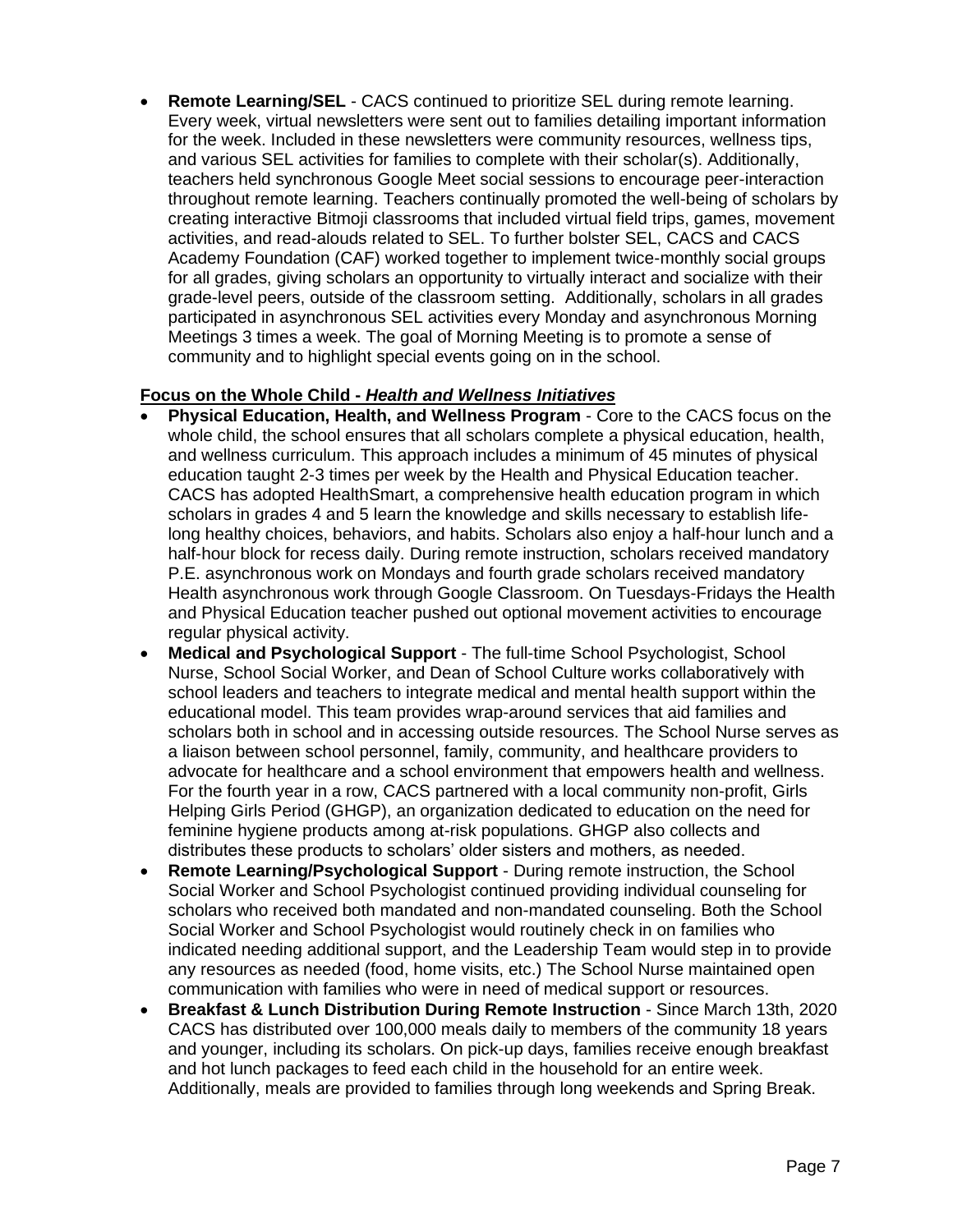- **Remote Learning/SEL** - CACS continued to prioritize SEL during remote learning. Every week, virtual newsletters were sent out to families detailing important information for the week. Included in these newsletters were community resources, wellness tips, and various SEL activities for families to complete with their scholar(s). Additionally, teachers held synchronous Google Meet social sessions to encourage peer-interaction throughout remote learning. Teachers continually promoted the well-being of scholars by creating interactive Bitmoji classrooms that included virtual field trips, games, movement activities, and read-alouds related to SEL. To further bolster SEL, CACS and CACS Academy Foundation (CAF) worked together to implement twice-monthly social groups for all grades, giving scholars an opportunity to virtually interact and socialize with their grade-level peers, outside of the classroom setting. Additionally, scholars in all grades participated in asynchronous SEL activities every Monday and asynchronous Morning Meetings 3 times a week. The goal of Morning Meeting is to promote a sense of community and to highlight special events going on in the school.

**Focus on the Whole Child - *Health and Wellness Initiatives***

- **Physical Education, Health, and Wellness Program** - Core to the CACS focus on the whole child, the school ensures that all scholars complete a physical education, health, and wellness curriculum. This approach includes a minimum of 45 minutes of physical education taught 2-3 times per week by the Health and Physical Education teacher. CACS has adopted HealthSmart, a comprehensive health education program in which scholars in grades 4 and 5 learn the knowledge and skills necessary to establish life-long healthy choices, behaviors, and habits. Scholars also enjoy a half-hour lunch and a half-hour block for recess daily. During remote instruction, scholars received mandatory P.E. asynchronous work on Mondays and fourth grade scholars received mandatory Health asynchronous work through Google Classroom. On Tuesdays-Fridays the Health and Physical Education teacher pushed out optional movement activities to encourage regular physical activity.
- **Medical and Psychological Support** - The full-time School Psychologist, School Nurse, School Social Worker, and Dean of School Culture works collaboratively with school leaders and teachers to integrate medical and mental health support within the educational model. This team provides wrap-around services that aid families and scholars both in school and in accessing outside resources. The School Nurse serves as a liaison between school personnel, family, community, and healthcare providers to advocate for healthcare and a school environment that empowers health and wellness. For the fourth year in a row, CACS partnered with a local community non-profit, Girls Helping Girls Period (GHGP), an organization dedicated to education on the need for feminine hygiene products among at-risk populations. GHGP also collects and distributes these products to scholars' older sisters and mothers, as needed.
- **Remote Learning/Psychological Support** - During remote instruction, the School Social Worker and School Psychologist continued providing individual counseling for scholars who received both mandated and non-mandated counseling. Both the School Social Worker and School Psychologist would routinely check in on families who indicated needing additional support, and the Leadership Team would step in to provide any resources as needed (food, home visits, etc.) The School Nurse maintained open communication with families who were in need of medical support or resources.
- **Breakfast & Lunch Distribution During Remote Instruction** - Since March 13th, 2020 CACS has distributed over 100,000 meals daily to members of the community 18 years and younger, including its scholars. On pick-up days, families receive enough breakfast and hot lunch packages to feed each child in the household for an entire week. Additionally, meals are provided to families through long weekends and Spring Break.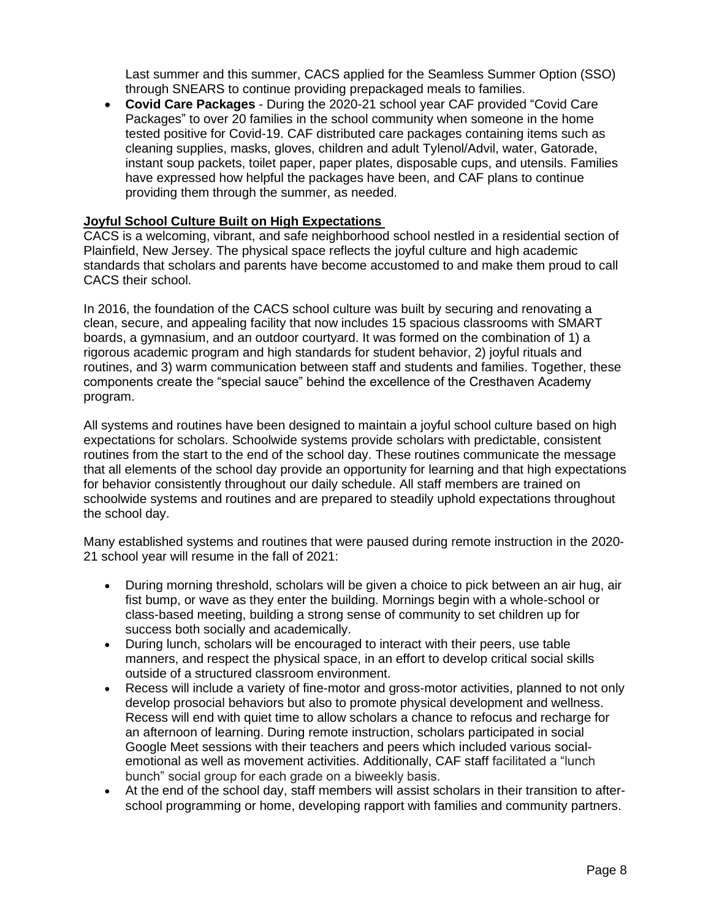Last summer and this summer, CACS applied for the Seamless Summer Option (SSO) through SNEARS to continue providing prepackaged meals to families.

- **Covid Care Packages** - During the 2020-21 school year CAF provided "Covid Care Packages" to over 20 families in the school community when someone in the home tested positive for Covid-19. CAF distributed care packages containing items such as cleaning supplies, masks, gloves, children and adult Tylenol/Advil, water, Gatorade, instant soup packets, toilet paper, paper plates, disposable cups, and utensils. Families have expressed how helpful the packages have been, and CAF plans to continue providing them through the summer, as needed.

**Joyful School Culture Built on High Expectations**

CACS is a welcoming, vibrant, and safe neighborhood school nestled in a residential section of Plainfield, New Jersey. The physical space reflects the joyful culture and high academic standards that scholars and parents have become accustomed to and make them proud to call CACS their school.

In 2016, the foundation of the CACS school culture was built by securing and renovating a clean, secure, and appealing facility that now includes 15 spacious classrooms with SMART boards, a gymnasium, and an outdoor courtyard. It was formed on the combination of 1) a rigorous academic program and high standards for student behavior, 2) joyful rituals and routines, and 3) warm communication between staff and students and families. Together, these components create the "special sauce" behind the excellence of the Cresthaven Academy program.

All systems and routines have been designed to maintain a joyful school culture based on high expectations for scholars. Schoolwide systems provide scholars with predictable, consistent routines from the start to the end of the school day. These routines communicate the message that all elements of the school day provide an opportunity for learning and that high expectations for behavior consistently throughout our daily schedule. All staff members are trained on schoolwide systems and routines and are prepared to steadily uphold expectations throughout the school day.

Many established systems and routines that were paused during remote instruction in the 2020-21 school year will resume in the fall of 2021:

- During morning threshold, scholars will be given a choice to pick between an air hug, air fist bump, or wave as they enter the building. Mornings begin with a whole-school or class-based meeting, building a strong sense of community to set children up for success both socially and academically.
- During lunch, scholars will be encouraged to interact with their peers, use table manners, and respect the physical space, in an effort to develop critical social skills outside of a structured classroom environment.
- Recess will include a variety of fine-motor and gross-motor activities, planned to not only develop prosocial behaviors but also to promote physical development and wellness. Recess will end with quiet time to allow scholars a chance to refocus and recharge for an afternoon of learning. During remote instruction, scholars participated in social Google Meet sessions with their teachers and peers which included various social-emotional as well as movement activities. Additionally, CAF staff facilitated a "lunch bunch" social group for each grade on a biweekly basis.
- At the end of the school day, staff members will assist scholars in their transition to after-school programming or home, developing rapport with families and community partners.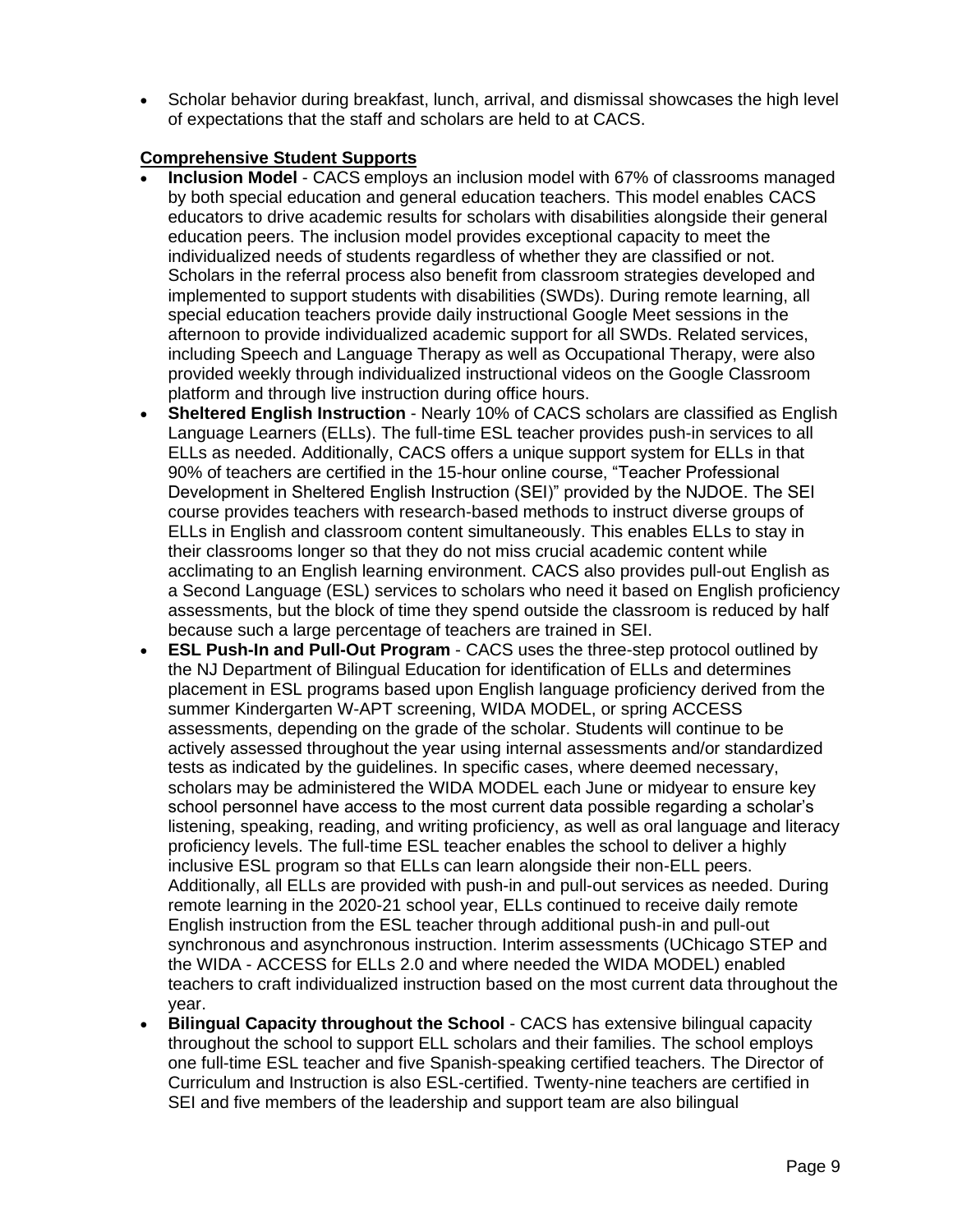- Scholar behavior during breakfast, lunch, arrival, and dismissal showcases the high level of expectations that the staff and scholars are held to at CACS.

**Comprehensive Student Supports**

- **Inclusion Model** - CACS employs an inclusion model with 67% of classrooms managed by both special education and general education teachers. This model enables CACS educators to drive academic results for scholars with disabilities alongside their general education peers. The inclusion model provides exceptional capacity to meet the individualized needs of students regardless of whether they are classified or not. Scholars in the referral process also benefit from classroom strategies developed and implemented to support students with disabilities (SWDs). During remote learning, all special education teachers provide daily instructional Google Meet sessions in the afternoon to provide individualized academic support for all SWDs. Related services, including Speech and Language Therapy as well as Occupational Therapy, were also provided weekly through individualized instructional videos on the Google Classroom platform and through live instruction during office hours.
- **Sheltered English Instruction** - Nearly 10% of CACS scholars are classified as English Language Learners (ELLs). The full-time ESL teacher provides push-in services to all ELLs as needed. Additionally, CACS offers a unique support system for ELLs in that 90% of teachers are certified in the 15-hour online course, "Teacher Professional Development in Sheltered English Instruction (SEI)" provided by the NJDOE. The SEI course provides teachers with research-based methods to instruct diverse groups of ELLs in English and classroom content simultaneously. This enables ELLs to stay in their classrooms longer so that they do not miss crucial academic content while acclimating to an English learning environment. CACS also provides pull-out English as a Second Language (ESL) services to scholars who need it based on English proficiency assessments, but the block of time they spend outside the classroom is reduced by half because such a large percentage of teachers are trained in SEI.
- **ESL Push-In and Pull-Out Program** - CACS uses the three-step protocol outlined by the NJ Department of Bilingual Education for identification of ELLs and determines placement in ESL programs based upon English language proficiency derived from the summer Kindergarten W-APT screening, WIDA MODEL, or spring ACCESS assessments, depending on the grade of the scholar. Students will continue to be actively assessed throughout the year using internal assessments and/or standardized tests as indicated by the guidelines. In specific cases, where deemed necessary, scholars may be administered the WIDA MODEL each June or midyear to ensure key school personnel have access to the most current data possible regarding a scholar's listening, speaking, reading, and writing proficiency, as well as oral language and literacy proficiency levels. The full-time ESL teacher enables the school to deliver a highly inclusive ESL program so that ELLs can learn alongside their non-ELL peers. Additionally, all ELLs are provided with push-in and pull-out services as needed. During remote learning in the 2020-21 school year, ELLs continued to receive daily remote English instruction from the ESL teacher through additional push-in and pull-out synchronous and asynchronous instruction. Interim assessments (UChicago STEP and the WIDA - ACCESS for ELLs 2.0 and where needed the WIDA MODEL) enabled teachers to craft individualized instruction based on the most current data throughout the year.
- **Bilingual Capacity throughout the School** - CACS has extensive bilingual capacity throughout the school to support ELL scholars and their families. The school employs one full-time ESL teacher and five Spanish-speaking certified teachers. The Director of Curriculum and Instruction is also ESL-certified. Twenty-nine teachers are certified in SEI and five members of the leadership and support team are also bilingual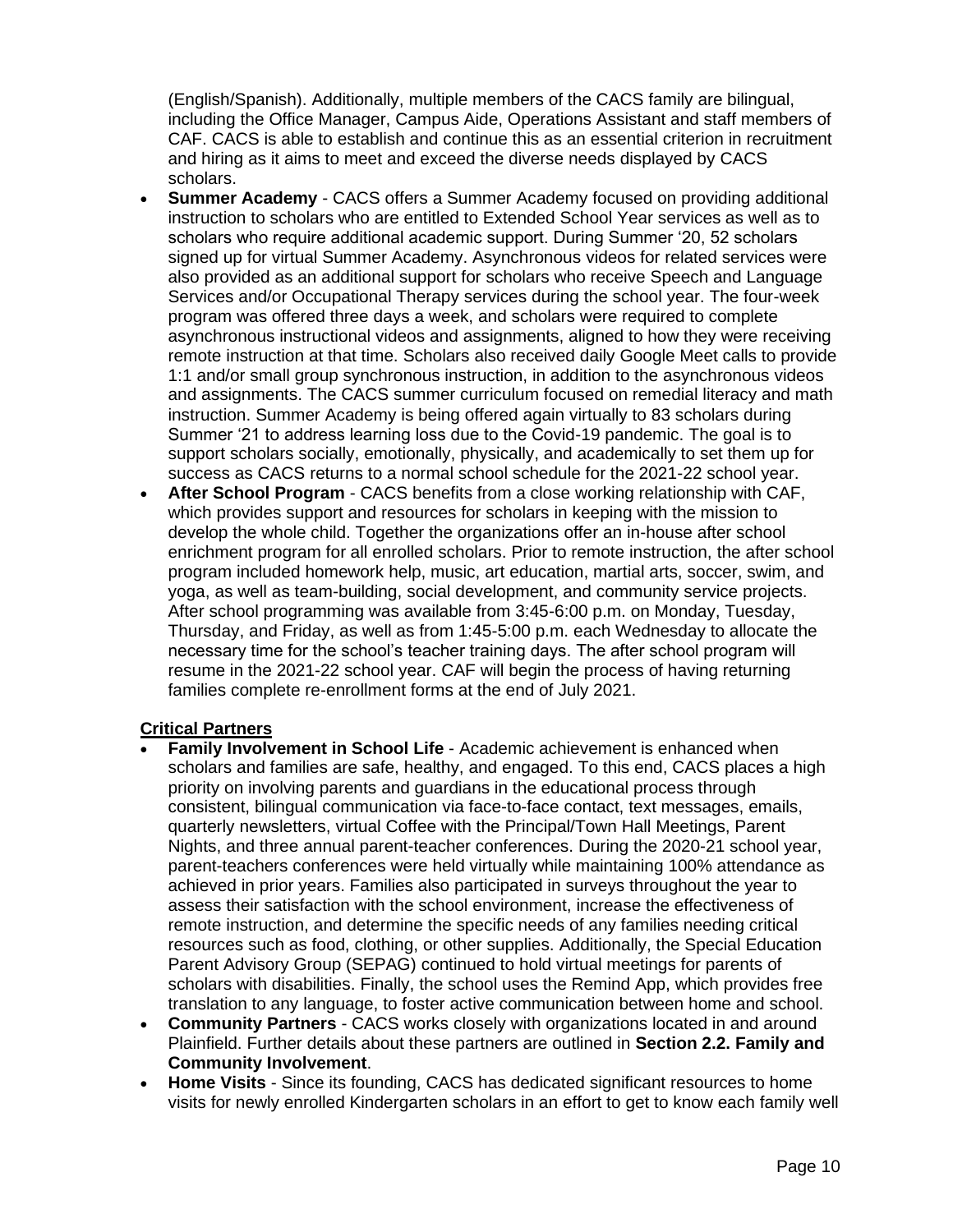(English/Spanish). Additionally, multiple members of the CACS family are bilingual, including the Office Manager, Campus Aide, Operations Assistant and staff members of CAF. CACS is able to establish and continue this as an essential criterion in recruitment and hiring as it aims to meet and exceed the diverse needs displayed by CACS scholars.

- **Summer Academy** - CACS offers a Summer Academy focused on providing additional instruction to scholars who are entitled to Extended School Year services as well as to scholars who require additional academic support. During Summer '20, 52 scholars signed up for virtual Summer Academy. Asynchronous videos for related services were also provided as an additional support for scholars who receive Speech and Language Services and/or Occupational Therapy services during the school year. The four-week program was offered three days a week, and scholars were required to complete asynchronous instructional videos and assignments, aligned to how they were receiving remote instruction at that time. Scholars also received daily Google Meet calls to provide 1:1 and/or small group synchronous instruction, in addition to the asynchronous videos and assignments. The CACS summer curriculum focused on remedial literacy and math instruction. Summer Academy is being offered again virtually to 83 scholars during Summer '21 to address learning loss due to the Covid-19 pandemic. The goal is to support scholars socially, emotionally, physically, and academically to set them up for success as CACS returns to a normal school schedule for the 2021-22 school year.
- **After School Program** - CACS benefits from a close working relationship with CAF, which provides support and resources for scholars in keeping with the mission to develop the whole child. Together the organizations offer an in-house after school enrichment program for all enrolled scholars. Prior to remote instruction, the after school program included homework help, music, art education, martial arts, soccer, swim, and yoga, as well as team-building, social development, and community service projects. After school programming was available from 3:45-6:00 p.m. on Monday, Tuesday, Thursday, and Friday, as well as from 1:45-5:00 p.m. each Wednesday to allocate the necessary time for the school's teacher training days. The after school program will resume in the 2021-22 school year. CAF will begin the process of having returning families complete re-enrollment forms at the end of July 2021.

**Critical Partners**

- **Family Involvement in School Life** - Academic achievement is enhanced when scholars and families are safe, healthy, and engaged. To this end, CACS places a high priority on involving parents and guardians in the educational process through consistent, bilingual communication via face-to-face contact, text messages, emails, quarterly newsletters, virtual Coffee with the Principal/Town Hall Meetings, Parent Nights, and three annual parent-teacher conferences. During the 2020-21 school year, parent-teachers conferences were held virtually while maintaining 100% attendance as achieved in prior years. Families also participated in surveys throughout the year to assess their satisfaction with the school environment, increase the effectiveness of remote instruction, and determine the specific needs of any families needing critical resources such as food, clothing, or other supplies. Additionally, the Special Education Parent Advisory Group (SEPAG) continued to hold virtual meetings for parents of scholars with disabilities. Finally, the school uses the Remind App, which provides free translation to any language, to foster active communication between home and school.
- **Community Partners** - CACS works closely with organizations located in and around Plainfield. Further details about these partners are outlined in **Section 2.2. Family and Community Involvement**.
- **Home Visits** - Since its founding, CACS has dedicated significant resources to home visits for newly enrolled Kindergarten scholars in an effort to get to know each family well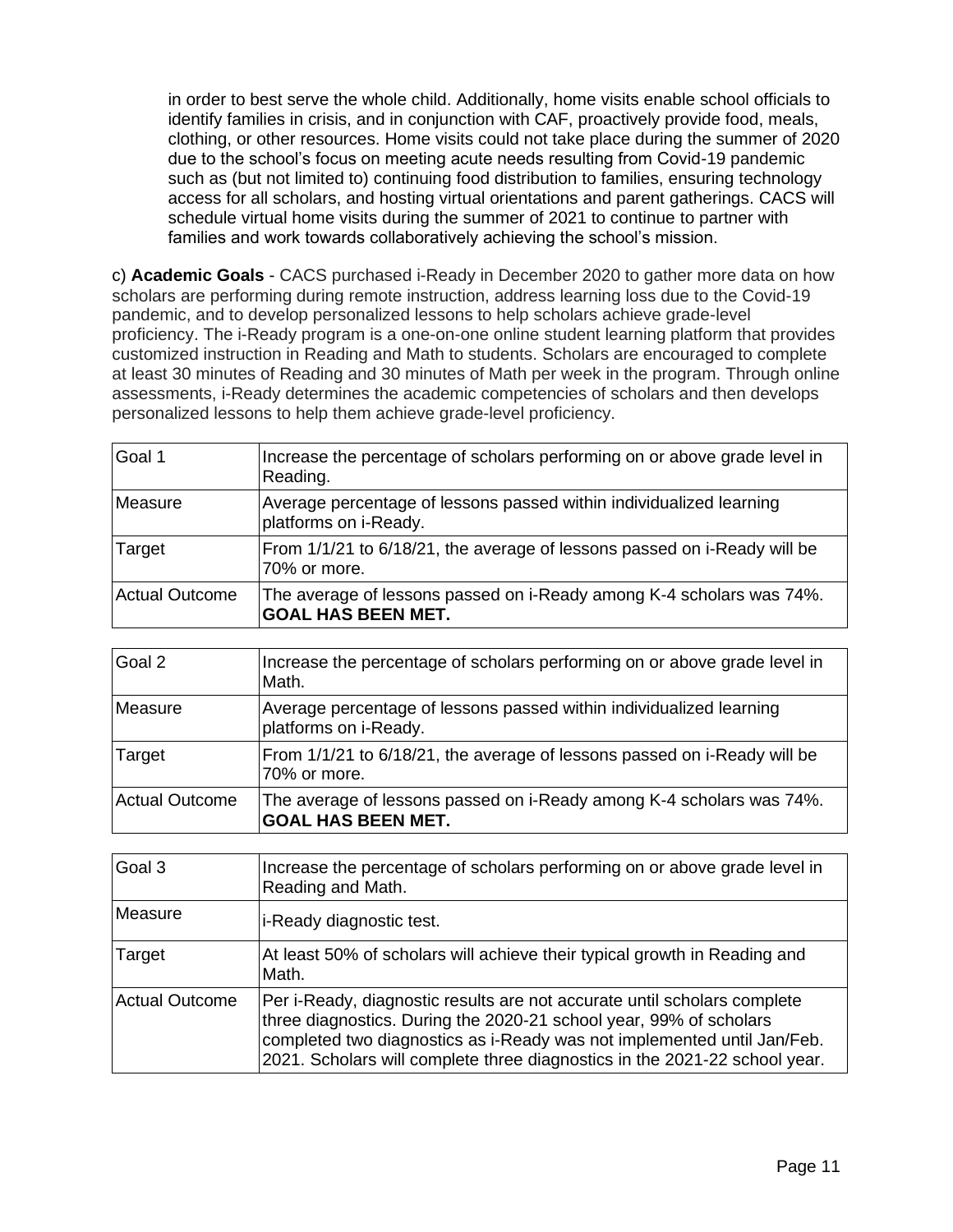in order to best serve the whole child. Additionally, home visits enable school officials to identify families in crisis, and in conjunction with CAF, proactively provide food, meals, clothing, or other resources. Home visits could not take place during the summer of 2020 due to the school's focus on meeting acute needs resulting from Covid-19 pandemic such as (but not limited to) continuing food distribution to families, ensuring technology access for all scholars, and hosting virtual orientations and parent gatherings. CACS will schedule virtual home visits during the summer of 2021 to continue to partner with families and work towards collaboratively achieving the school's mission.

c) **Academic Goals** - CACS purchased i-Ready in December 2020 to gather more data on how scholars are performing during remote instruction, address learning loss due to the Covid-19 pandemic, and to develop personalized lessons to help scholars achieve grade-level proficiency. The i-Ready program is a one-on-one online student learning platform that provides customized instruction in Reading and Math to students. Scholars are encouraged to complete at least 30 minutes of Reading and 30 minutes of Math per week in the program. Through online assessments, i-Ready determines the academic competencies of scholars and then develops personalized lessons to help them achieve grade-level proficiency.

| | |
|---|---|
| Goal 1 | Increase the percentage of scholars performing on or above grade level in Reading. |
| Measure | Average percentage of lessons passed within individualized learning platforms on i-Ready. |
| Target | From 1/1/21 to 6/18/21, the average of lessons passed on i-Ready will be 70% or more. |
| Actual Outcome | The average of lessons passed on i-Ready among K-4 scholars was 74%. **GOAL HAS BEEN MET.** |

| | |
|---|---|
| Goal 2 | Increase the percentage of scholars performing on or above grade level in Math. |
| Measure | Average percentage of lessons passed within individualized learning platforms on i-Ready. |
| Target | From 1/1/21 to 6/18/21, the average of lessons passed on i-Ready will be 70% or more. |
| Actual Outcome | The average of lessons passed on i-Ready among K-4 scholars was 74%. **GOAL HAS BEEN MET.** |

| | |
|---|---|
| Goal 3 | Increase the percentage of scholars performing on or above grade level in Reading and Math. |
| Measure | i-Ready diagnostic test. |
| Target | At least 50% of scholars will achieve their typical growth in Reading and Math. |
| Actual Outcome | Per i-Ready, diagnostic results are not accurate until scholars complete three diagnostics. During the 2020-21 school year, 99% of scholars completed two diagnostics as i-Ready was not implemented until Jan/Feb. 2021. Scholars will complete three diagnostics in the 2021-22 school year. |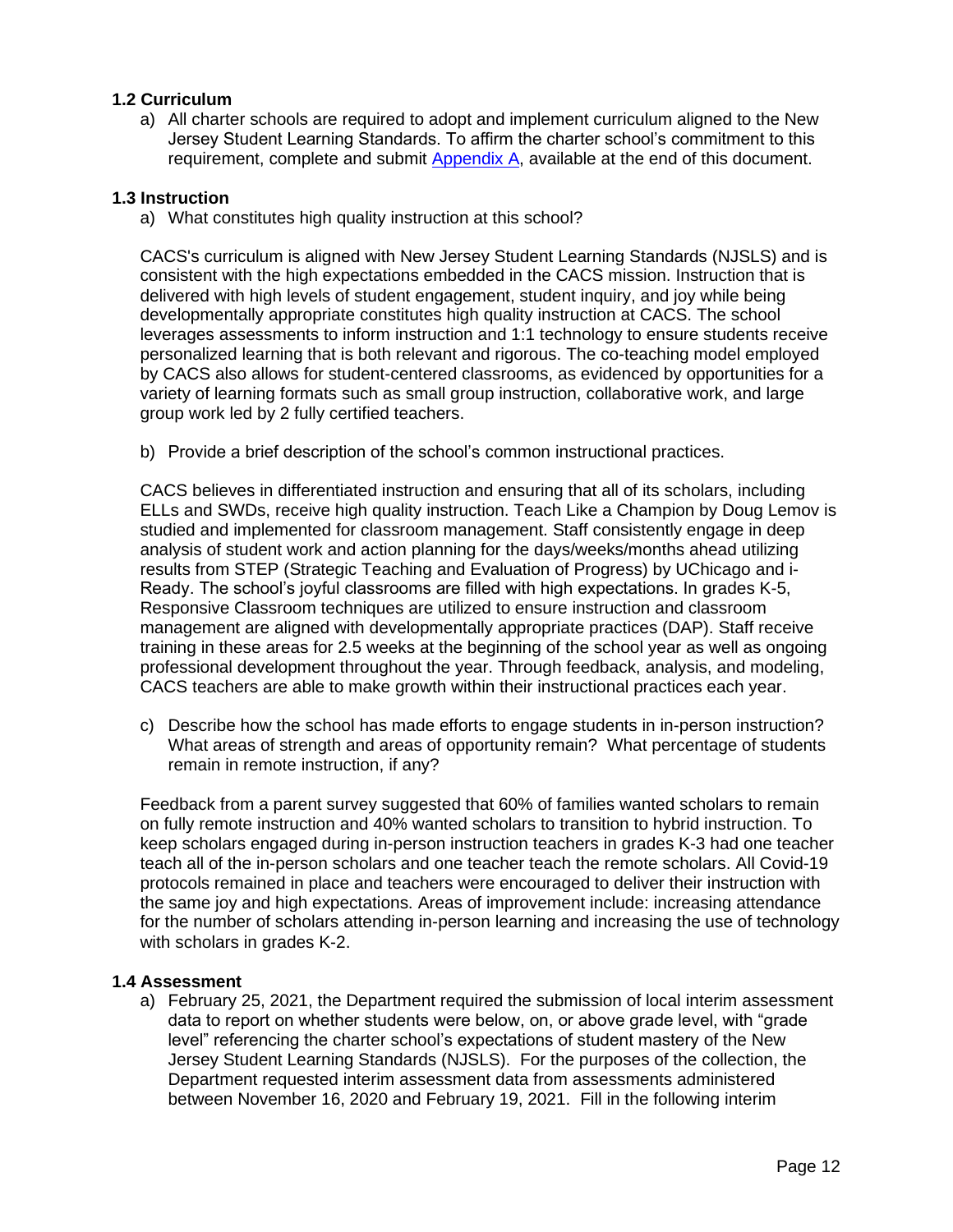### 1.2 Curriculum

a) All charter schools are required to adopt and implement curriculum aligned to the New Jersey Student Learning Standards. To affirm the charter school's commitment to this requirement, complete and submit [Appendix A](#), available at the end of this document.

### 1.3 Instruction

a) What constitutes high quality instruction at this school?

CACS's curriculum is aligned with New Jersey Student Learning Standards (NJSLS) and is consistent with the high expectations embedded in the CACS mission. Instruction that is delivered with high levels of student engagement, student inquiry, and joy while being developmentally appropriate constitutes high quality instruction at CACS. The school leverages assessments to inform instruction and 1:1 technology to ensure students receive personalized learning that is both relevant and rigorous. The co-teaching model employed by CACS also allows for student-centered classrooms, as evidenced by opportunities for a variety of learning formats such as small group instruction, collaborative work, and large group work led by 2 fully certified teachers.

b) Provide a brief description of the school's common instructional practices.

CACS believes in differentiated instruction and ensuring that all of its scholars, including ELLs and SWDs, receive high quality instruction. Teach Like a Champion by Doug Lemov is studied and implemented for classroom management. Staff consistently engage in deep analysis of student work and action planning for the days/weeks/months ahead utilizing results from STEP (Strategic Teaching and Evaluation of Progress) by UChicago and i-Ready. The school's joyful classrooms are filled with high expectations. In grades K-5, Responsive Classroom techniques are utilized to ensure instruction and classroom management are aligned with developmentally appropriate practices (DAP). Staff receive training in these areas for 2.5 weeks at the beginning of the school year as well as ongoing professional development throughout the year. Through feedback, analysis, and modeling, CACS teachers are able to make growth within their instructional practices each year.

c) Describe how the school has made efforts to engage students in in-person instruction? What areas of strength and areas of opportunity remain? What percentage of students remain in remote instruction, if any?

Feedback from a parent survey suggested that 60% of families wanted scholars to remain on fully remote instruction and 40% wanted scholars to transition to hybrid instruction. To keep scholars engaged during in-person instruction teachers in grades K-3 had one teacher teach all of the in-person scholars and one teacher teach the remote scholars. All Covid-19 protocols remained in place and teachers were encouraged to deliver their instruction with the same joy and high expectations. Areas of improvement include: increasing attendance for the number of scholars attending in-person learning and increasing the use of technology with scholars in grades K-2.

### 1.4 Assessment

a) February 25, 2021, the Department required the submission of local interim assessment data to report on whether students were below, on, or above grade level, with "grade level" referencing the charter school's expectations of student mastery of the New Jersey Student Learning Standards (NJSLS). For the purposes of the collection, the Department requested interim assessment data from assessments administered between November 16, 2020 and February 19, 2021. Fill in the following interim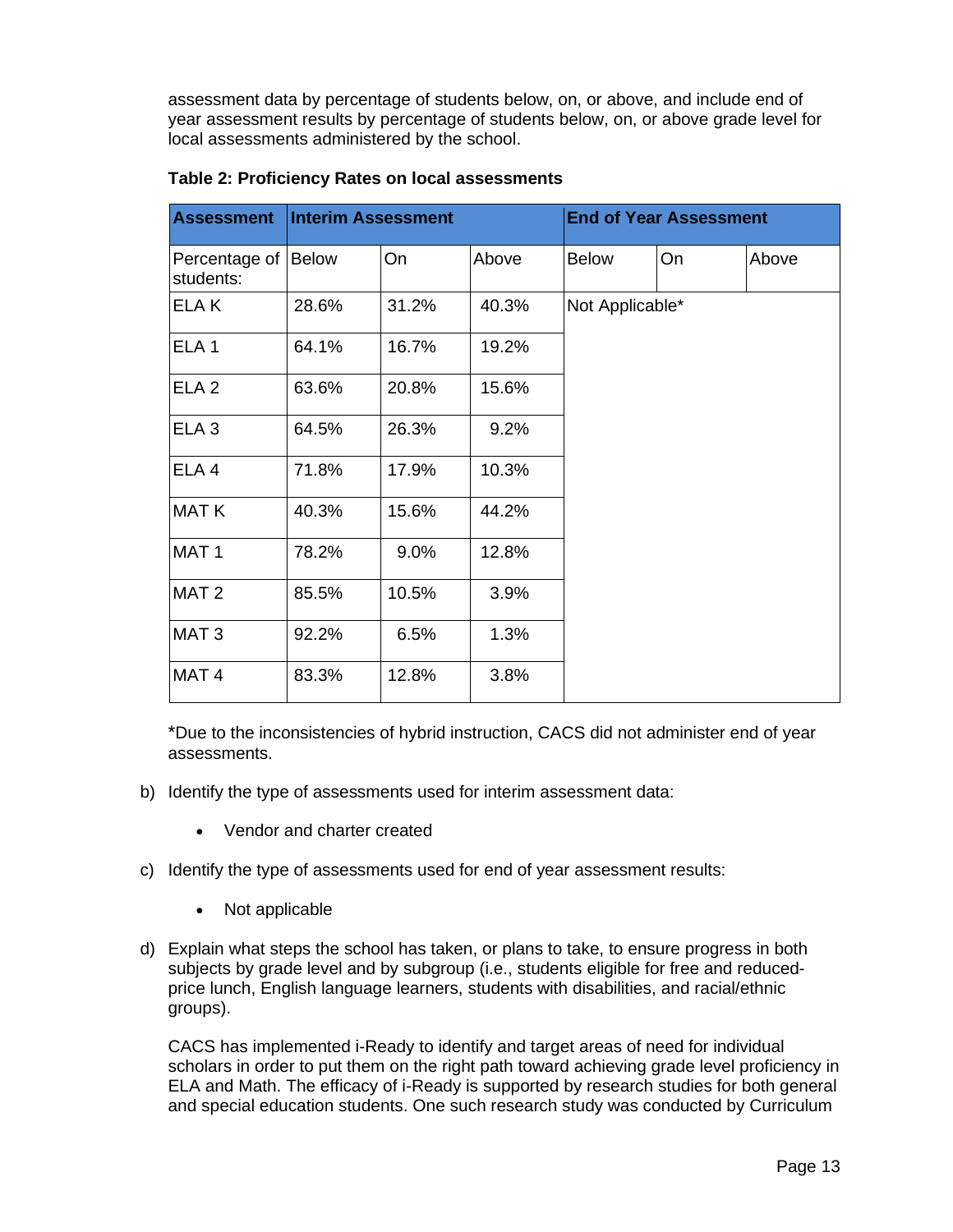assessment data by percentage of students below, on, or above, and include end of year assessment results by percentage of students below, on, or above grade level for local assessments administered by the school.

**Table 2: Proficiency Rates on local assessments**

| Assessment | Interim Assessment | | | End of Year Assessment | | |
|---|---|---|---|---|---|---|
| Percentage of students: | Below | On | Above | Below | On | Above |
| ELA K | 28.6% | 31.2% | 40.3% | Not Applicable* | | |
| ELA 1 | 64.1% | 16.7% | 19.2% | | | |
| ELA 2 | 63.6% | 20.8% | 15.6% | | | |
| ELA 3 | 64.5% | 26.3% | 9.2% | | | |
| ELA 4 | 71.8% | 17.9% | 10.3% | | | |
| MAT K | 40.3% | 15.6% | 44.2% | | | |
| MAT 1 | 78.2% | 9.0% | 12.8% | | | |
| MAT 2 | 85.5% | 10.5% | 3.9% | | | |
| MAT 3 | 92.2% | 6.5% | 1.3% | | | |
| MAT 4 | 83.3% | 12.8% | 3.8% | | | |

*Due to the inconsistencies of hybrid instruction, CACS did not administer end of year assessments.

b) Identify the type of assessments used for interim assessment data:

- Vendor and charter created

c) Identify the type of assessments used for end of year assessment results:

- Not applicable

d) Explain what steps the school has taken, or plans to take, to ensure progress in both subjects by grade level and by subgroup (i.e., students eligible for free and reduced-price lunch, English language learners, students with disabilities, and racial/ethnic groups).

CACS has implemented i-Ready to identify and target areas of need for individual scholars in order to put them on the right path toward achieving grade level proficiency in ELA and Math. The efficacy of i-Ready is supported by research studies for both general and special education students. One such research study was conducted by Curriculum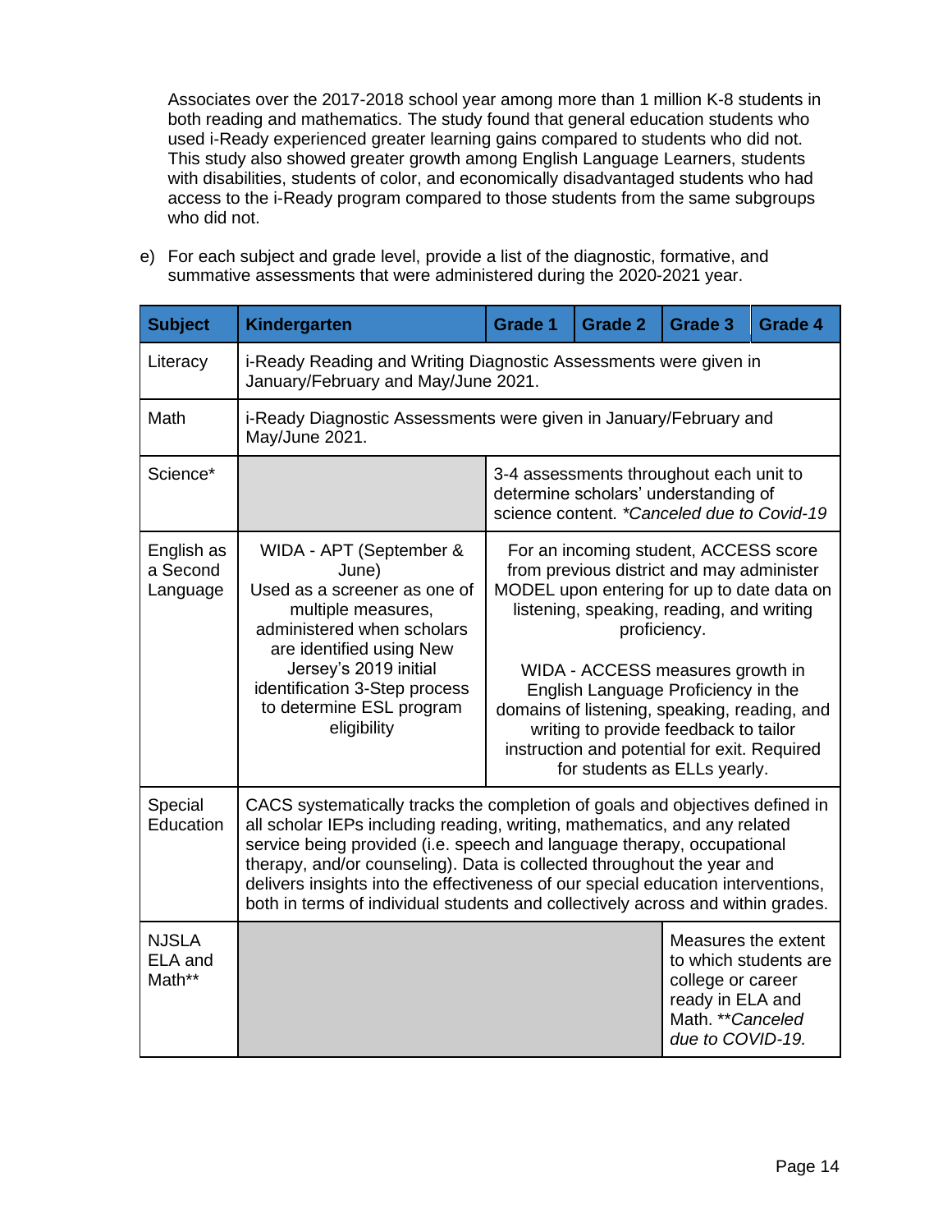Associates over the 2017-2018 school year among more than 1 million K-8 students in both reading and mathematics. The study found that general education students who used i-Ready experienced greater learning gains compared to students who did not. This study also showed greater growth among English Language Learners, students with disabilities, students of color, and economically disadvantaged students who had access to the i-Ready program compared to those students from the same subgroups who did not.

e) For each subject and grade level, provide a list of the diagnostic, formative, and summative assessments that were administered during the 2020-2021 year.

| Subject | Kindergarten | Grade 1 | Grade 2 | Grade 3 | Grade 4 |
|---|---|---|---|---|---|
| Literacy | i-Ready Reading and Writing Diagnostic Assessments were given in January/February and May/June 2021. | | | | |
| Math | i-Ready Diagnostic Assessments were given in January/February and May/June 2021. | | | | |
| Science* | | 3-4 assessments throughout each unit to determine scholars' understanding of science content. *Canceled due to Covid-19* | | | |
| English as a Second Language | WIDA - APT (September & June) Used as a screener as one of multiple measures, administered when scholars are identified using New Jersey's 2019 initial identification 3-Step process to determine ESL program eligibility | For an incoming student, ACCESS score from previous district and may administer MODEL upon entering for up to date data on listening, speaking, reading, and writing proficiency. WIDA - ACCESS measures growth in English Language Proficiency in the domains of listening, speaking, reading, and writing to provide feedback to tailor instruction and potential for exit. Required for students as ELLs yearly. | | | |
| Special Education | CACS systematically tracks the completion of goals and objectives defined in all scholar IEPs including reading, writing, mathematics, and any related service being provided (i.e. speech and language therapy, occupational therapy, and/or counseling). Data is collected throughout the year and delivers insights into the effectiveness of our special education interventions, both in terms of individual students and collectively across and within grades. | | | | |
| NJSLA ELA and Math** | | | | | Measures the extent to which students are college or career ready in ELA and Math. ***Canceled due to COVID-19.* |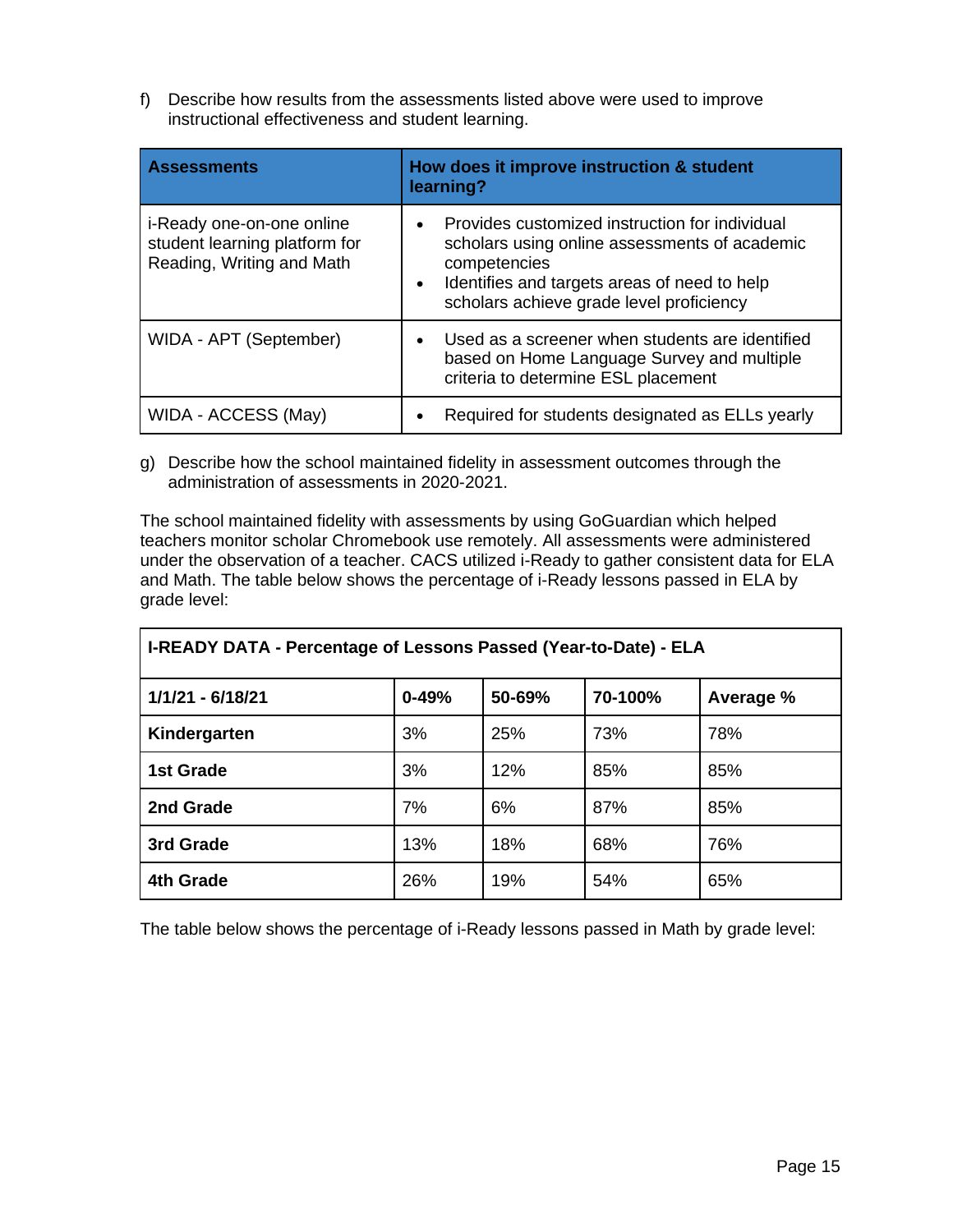f) Describe how results from the assessments listed above were used to improve instructional effectiveness and student learning.

| Assessments | How does it improve instruction & student learning? |
|---|---|
| i-Ready one-on-one online student learning platform for Reading, Writing and Math | • Provides customized instruction for individual scholars using online assessments of academic competencies<br>• Identifies and targets areas of need to help scholars achieve grade level proficiency |
| WIDA - APT (September) | • Used as a screener when students are identified based on Home Language Survey and multiple criteria to determine ESL placement |
| WIDA - ACCESS (May) | • Required for students designated as ELLs yearly |

g) Describe how the school maintained fidelity in assessment outcomes through the administration of assessments in 2020-2021.

The school maintained fidelity with assessments by using GoGuardian which helped teachers monitor scholar Chromebook use remotely. All assessments were administered under the observation of a teacher. CACS utilized i-Ready to gather consistent data for ELA and Math. The table below shows the percentage of i-Ready lessons passed in ELA by grade level:

| **I-READY DATA - Percentage of Lessons Passed (Year-to-Date) - ELA** | | | | |
|---|---|---|---|---|
| **1/1/21 - 6/18/21** | **0-49%** | **50-69%** | **70-100%** | **Average %** |
| **Kindergarten** | 3% | 25% | 73% | 78% |
| **1st Grade** | 3% | 12% | 85% | 85% |
| **2nd Grade** | 7% | 6% | 87% | 85% |
| **3rd Grade** | 13% | 18% | 68% | 76% |
| **4th Grade** | 26% | 19% | 54% | 65% |

The table below shows the percentage of i-Ready lessons passed in Math by grade level: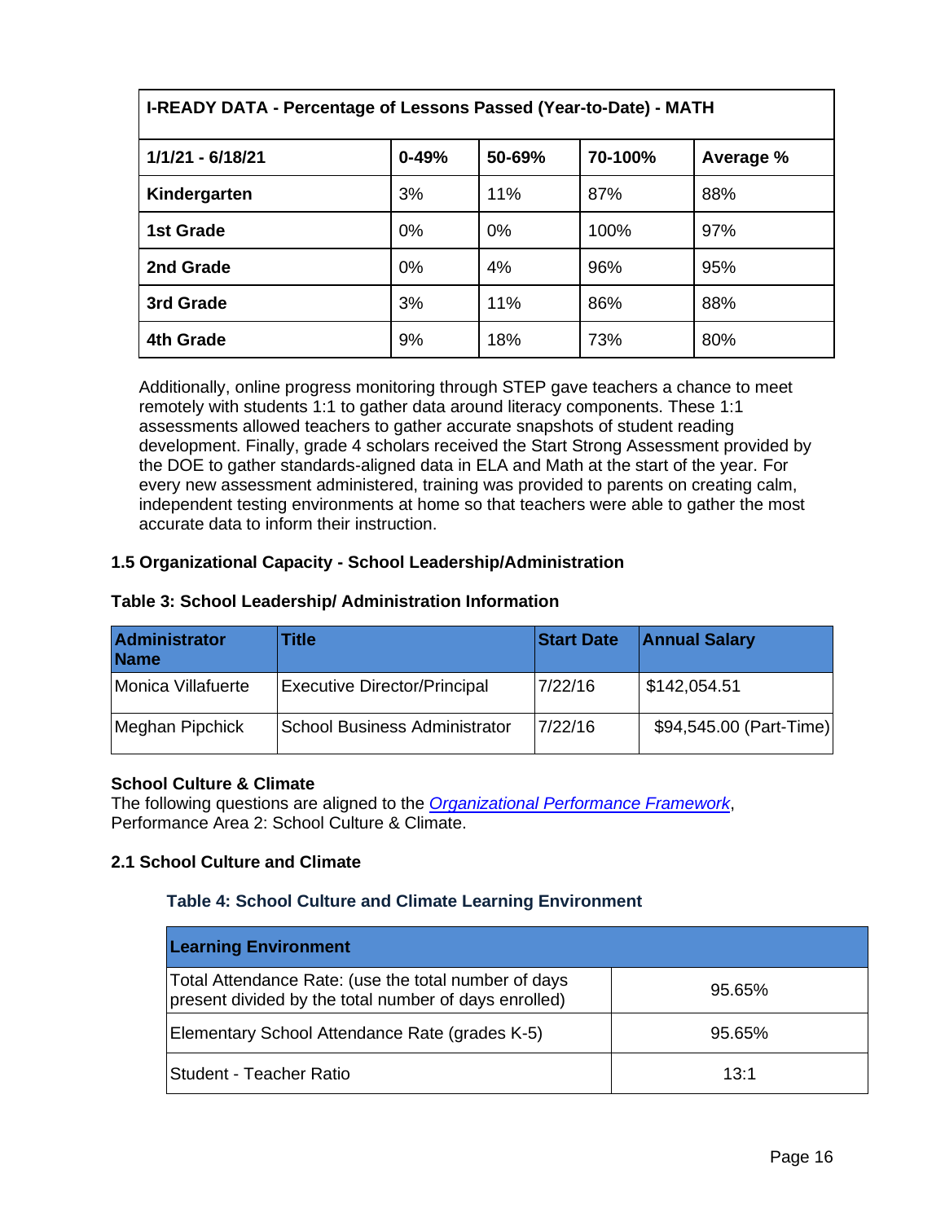| I-READY DATA - Percentage of Lessons Passed (Year-to-Date) - MATH | | | | |
|---|---|---|---|---|
| **1/1/21 - 6/18/21** | **0-49%** | **50-69%** | **70-100%** | **Average %** |
| **Kindergarten** | 3% | 11% | 87% | 88% |
| **1st Grade** | 0% | 0% | 100% | 97% |
| **2nd Grade** | 0% | 4% | 96% | 95% |
| **3rd Grade** | 3% | 11% | 86% | 88% |
| **4th Grade** | 9% | 18% | 73% | 80% |

Additionally, online progress monitoring through STEP gave teachers a chance to meet remotely with students 1:1 to gather data around literacy components. These 1:1 assessments allowed teachers to gather accurate snapshots of student reading development. Finally, grade 4 scholars received the Start Strong Assessment provided by the DOE to gather standards-aligned data in ELA and Math at the start of the year. For every new assessment administered, training was provided to parents on creating calm, independent testing environments at home so that teachers were able to gather the most accurate data to inform their instruction.

### 1.5 Organizational Capacity - School Leadership/Administration

**Table 3: School Leadership/ Administration Information**

| Administrator Name | Title | Start Date | Annual Salary |
|---|---|---|---|
| Monica Villafuerte | Executive Director/Principal | 7/22/16 | $142,054.51 |
| Meghan Pipchick | School Business Administrator | 7/22/16 | $94,545.00 (Part-Time) |

### School Culture & Climate

The following questions are aligned to the *Organizational Performance Framework*, Performance Area 2: School Culture & Climate.

### 2.1 School Culture and Climate

**Table 4: School Culture and Climate Learning Environment**

| Learning Environment | |
|---|---|
| Total Attendance Rate: (use the total number of days present divided by the total number of days enrolled) | 95.65% |
| Elementary School Attendance Rate (grades K-5) | 95.65% |
| Student - Teacher Ratio | 13:1 |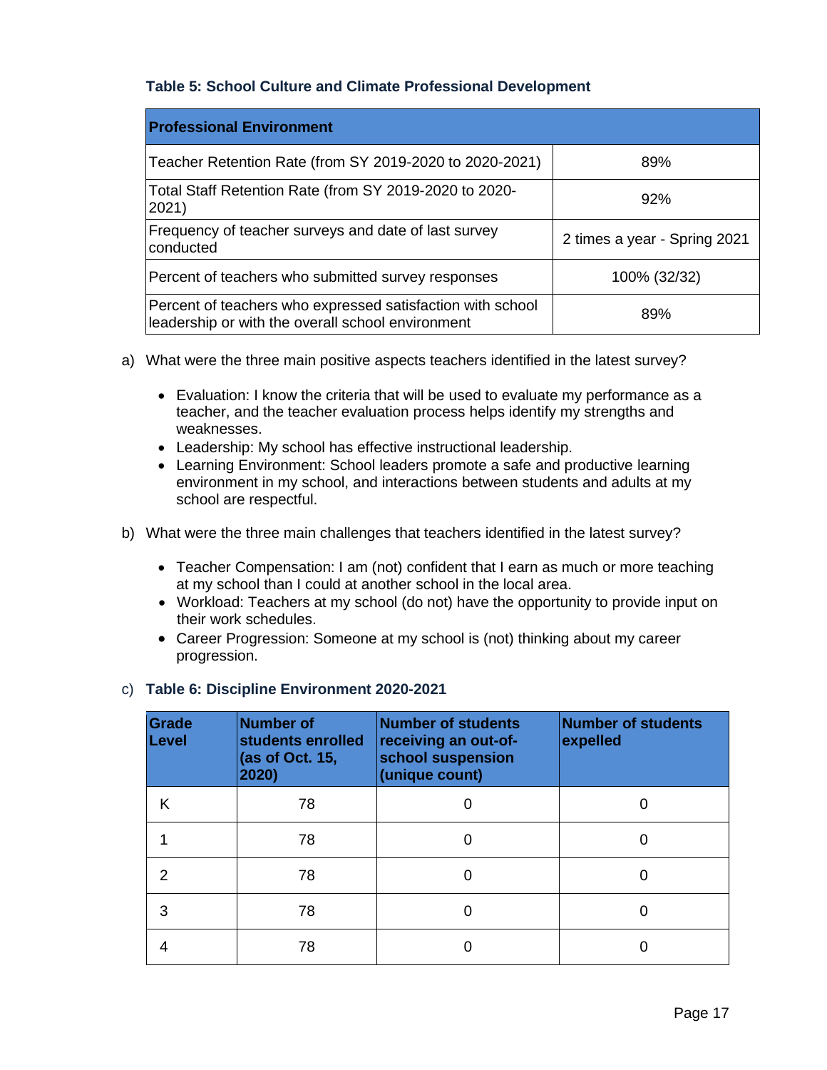**Table 5: School Culture and Climate Professional Development**

| Professional Environment | |
|---|---|
| Teacher Retention Rate (from SY 2019-2020 to 2020-2021) | 89% |
| Total Staff Retention Rate (from SY 2019-2020 to 2020-2021) | 92% |
| Frequency of teacher surveys and date of last survey conducted | 2 times a year - Spring 2021 |
| Percent of teachers who submitted survey responses | 100% (32/32) |
| Percent of teachers who expressed satisfaction with school leadership or with the overall school environment | 89% |

a) What were the three main positive aspects teachers identified in the latest survey?

- Evaluation: I know the criteria that will be used to evaluate my performance as a teacher, and the teacher evaluation process helps identify my strengths and weaknesses.
- Leadership: My school has effective instructional leadership.
- Learning Environment: School leaders promote a safe and productive learning environment in my school, and interactions between students and adults at my school are respectful.

b) What were the three main challenges that teachers identified in the latest survey?

- Teacher Compensation: I am (not) confident that I earn as much or more teaching at my school than I could at another school in the local area.
- Workload: Teachers at my school (do not) have the opportunity to provide input on their work schedules.
- Career Progression: Someone at my school is (not) thinking about my career progression.

c) **Table 6: Discipline Environment 2020-2021**

| Grade Level | Number of students enrolled (as of Oct. 15, 2020) | Number of students receiving an out-of-school suspension (unique count) | Number of students expelled |
|---|---|---|---|
| K | 78 | 0 | 0 |
| 1 | 78 | 0 | 0 |
| 2 | 78 | 0 | 0 |
| 3 | 78 | 0 | 0 |
| 4 | 78 | 0 | 0 |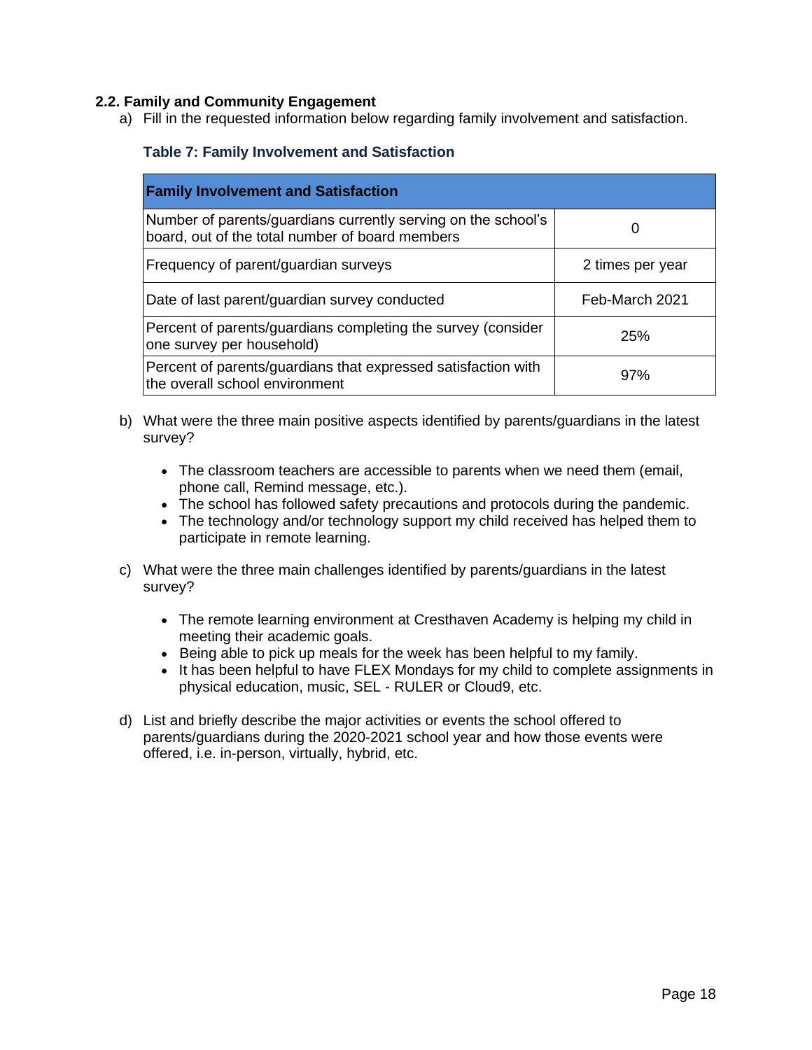### 2.2. Family and Community Engagement

a) Fill in the requested information below regarding family involvement and satisfaction.

**Table 7: Family Involvement and Satisfaction**

| Family Involvement and Satisfaction | |
|---|---|
| Number of parents/guardians currently serving on the school's board, out of the total number of board members | 0 |
| Frequency of parent/guardian surveys | 2 times per year |
| Date of last parent/guardian survey conducted | Feb-March 2021 |
| Percent of parents/guardians completing the survey (consider one survey per household) | 25% |
| Percent of parents/guardians that expressed satisfaction with the overall school environment | 97% |

b) What were the three main positive aspects identified by parents/guardians in the latest survey?

- The classroom teachers are accessible to parents when we need them (email, phone call, Remind message, etc.).
- The school has followed safety precautions and protocols during the pandemic.
- The technology and/or technology support my child received has helped them to participate in remote learning.

c) What were the three main challenges identified by parents/guardians in the latest survey?

- The remote learning environment at Cresthaven Academy is helping my child in meeting their academic goals.
- Being able to pick up meals for the week has been helpful to my family.
- It has been helpful to have FLEX Mondays for my child to complete assignments in physical education, music, SEL - RULER or Cloud9, etc.

d) List and briefly describe the major activities or events the school offered to parents/guardians during the 2020-2021 school year and how those events were offered, i.e. in-person, virtually, hybrid, etc.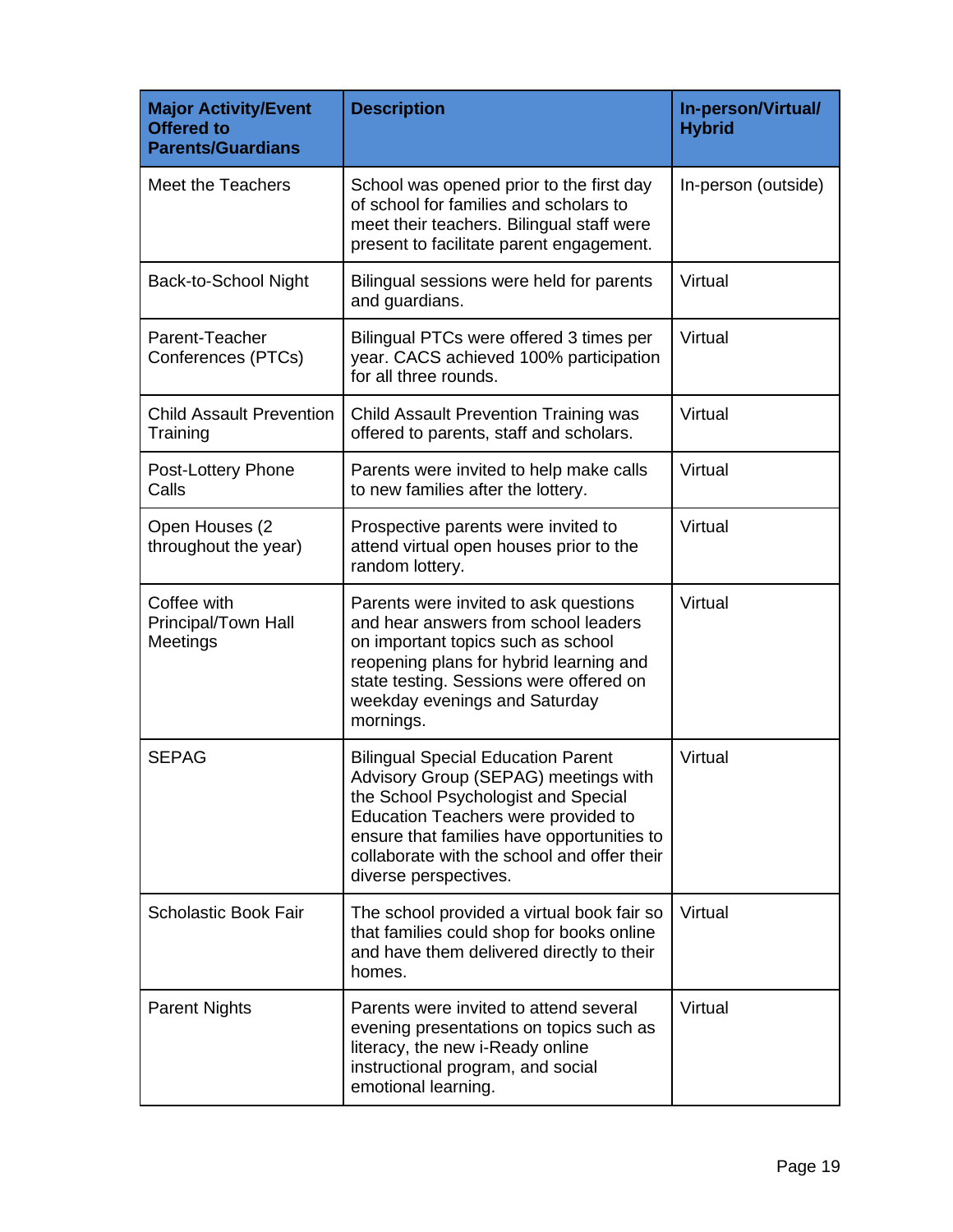| Major Activity/Event Offered to Parents/Guardians | Description | In-person/Virtual/ Hybrid |
|---|---|---|
| Meet the Teachers | School was opened prior to the first day of school for families and scholars to meet their teachers. Bilingual staff were present to facilitate parent engagement. | In-person (outside) |
| Back-to-School Night | Bilingual sessions were held for parents and guardians. | Virtual |
| Parent-Teacher Conferences (PTCs) | Bilingual PTCs were offered 3 times per year. CACS achieved 100% participation for all three rounds. | Virtual |
| Child Assault Prevention Training | Child Assault Prevention Training was offered to parents, staff and scholars. | Virtual |
| Post-Lottery Phone Calls | Parents were invited to help make calls to new families after the lottery. | Virtual |
| Open Houses (2 throughout the year) | Prospective parents were invited to attend virtual open houses prior to the random lottery. | Virtual |
| Coffee with Principal/Town Hall Meetings | Parents were invited to ask questions and hear answers from school leaders on important topics such as school reopening plans for hybrid learning and state testing. Sessions were offered on weekday evenings and Saturday mornings. | Virtual |
| SEPAG | Bilingual Special Education Parent Advisory Group (SEPAG) meetings with the School Psychologist and Special Education Teachers were provided to ensure that families have opportunities to collaborate with the school and offer their diverse perspectives. | Virtual |
| Scholastic Book Fair | The school provided a virtual book fair so that families could shop for books online and have them delivered directly to their homes. | Virtual |
| Parent Nights | Parents were invited to attend several evening presentations on topics such as literacy, the new i-Ready online instructional program, and social emotional learning. | Virtual |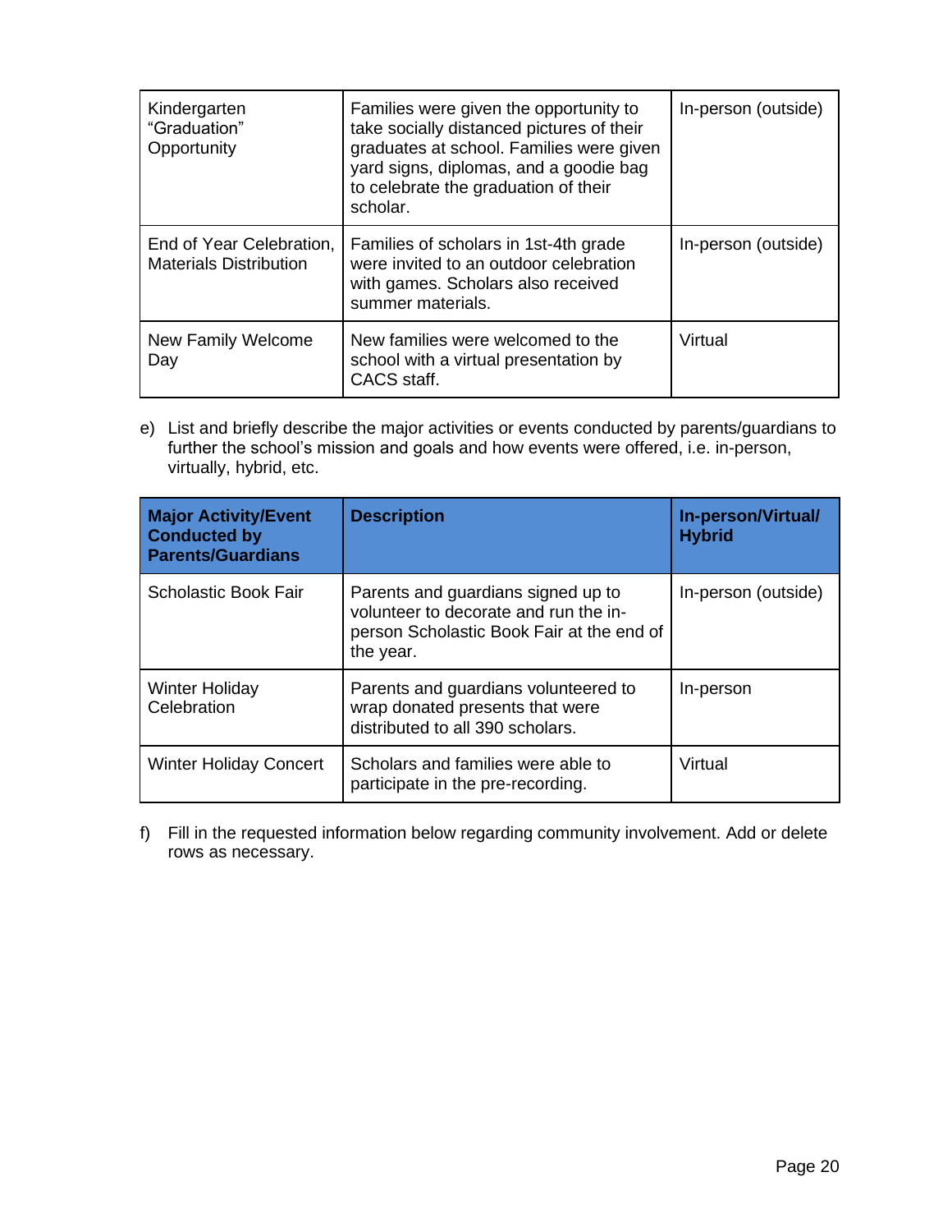| | | |
|---|---|---|
| Kindergarten "Graduation" Opportunity | Families were given the opportunity to take socially distanced pictures of their graduates at school. Families were given yard signs, diplomas, and a goodie bag to celebrate the graduation of their scholar. | In-person (outside) |
| End of Year Celebration, Materials Distribution | Families of scholars in 1st-4th grade were invited to an outdoor celebration with games. Scholars also received summer materials. | In-person (outside) |
| New Family Welcome Day | New families were welcomed to the school with a virtual presentation by CACS staff. | Virtual |

e) List and briefly describe the major activities or events conducted by parents/guardians to further the school's mission and goals and how events were offered, i.e. in-person, virtually, hybrid, etc.

| Major Activity/Event Conducted by Parents/Guardians | Description | In-person/Virtual/ Hybrid |
|---|---|---|
| Scholastic Book Fair | Parents and guardians signed up to volunteer to decorate and run the in-person Scholastic Book Fair at the end of the year. | In-person (outside) |
| Winter Holiday Celebration | Parents and guardians volunteered to wrap donated presents that were distributed to all 390 scholars. | In-person |
| Winter Holiday Concert | Scholars and families were able to participate in the pre-recording. | Virtual |

f) Fill in the requested information below regarding community involvement. Add or delete rows as necessary.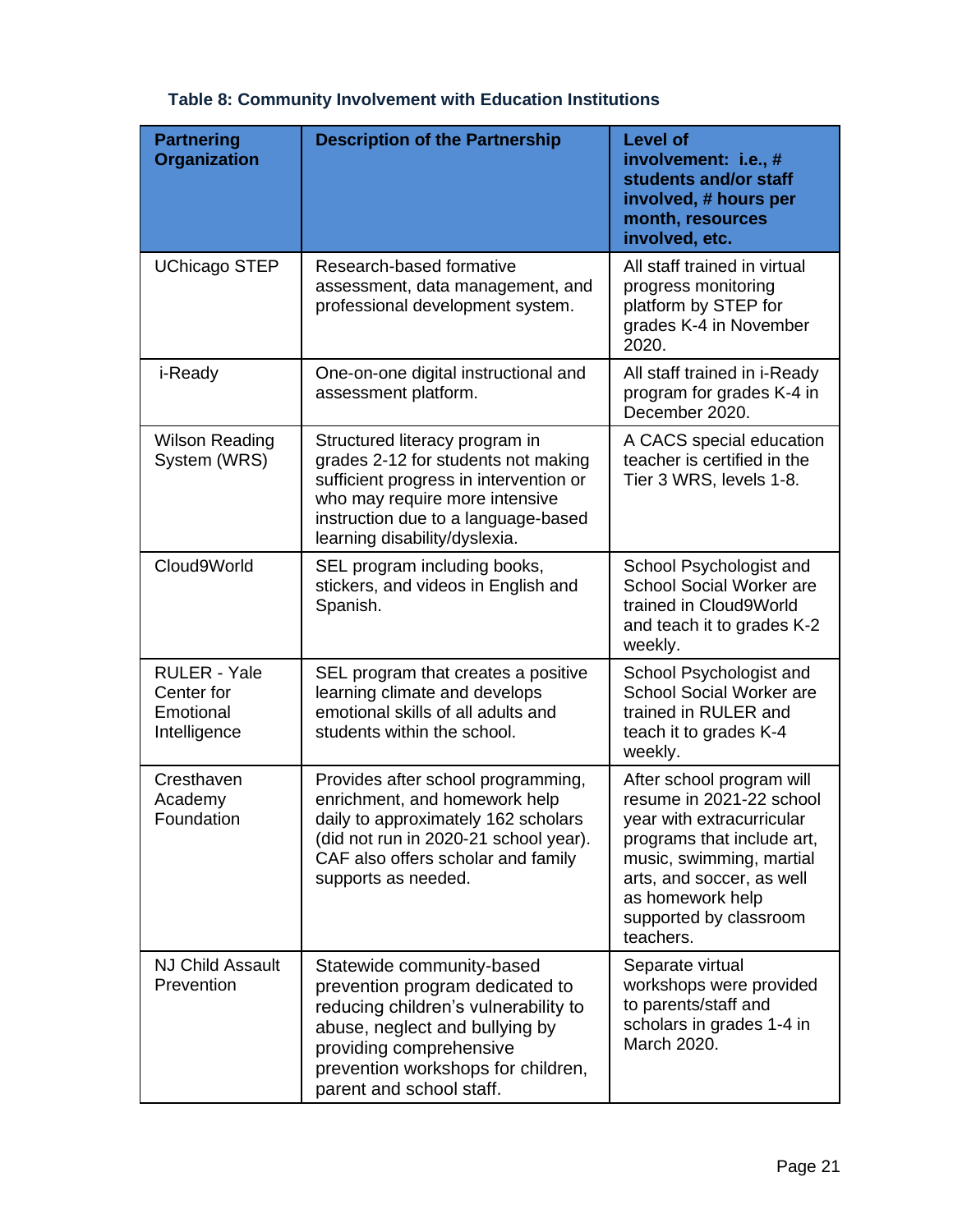**Table 8: Community Involvement with Education Institutions**

| Partnering Organization | Description of the Partnership | Level of involvement: i.e., # students and/or staff involved, # hours per month, resources involved, etc. |
|---|---|---|
| UChicago STEP | Research-based formative assessment, data management, and professional development system. | All staff trained in virtual progress monitoring platform by STEP for grades K-4 in November 2020. |
| i-Ready | One-on-one digital instructional and assessment platform. | All staff trained in i-Ready program for grades K-4 in December 2020. |
| Wilson Reading System (WRS) | Structured literacy program in grades 2-12 for students not making sufficient progress in intervention or who may require more intensive instruction due to a language-based learning disability/dyslexia. | A CACS special education teacher is certified in the Tier 3 WRS, levels 1-8. |
| Cloud9World | SEL program including books, stickers, and videos in English and Spanish. | School Psychologist and School Social Worker are trained in Cloud9World and teach it to grades K-2 weekly. |
| RULER - Yale Center for Emotional Intelligence | SEL program that creates a positive learning climate and develops emotional skills of all adults and students within the school. | School Psychologist and School Social Worker are trained in RULER and teach it to grades K-4 weekly. |
| Cresthaven Academy Foundation | Provides after school programming, enrichment, and homework help daily to approximately 162 scholars (did not run in 2020-21 school year). CAF also offers scholar and family supports as needed. | After school program will resume in 2021-22 school year with extracurricular programs that include art, music, swimming, martial arts, and soccer, as well as homework help supported by classroom teachers. |
| NJ Child Assault Prevention | Statewide community-based prevention program dedicated to reducing children's vulnerability to abuse, neglect and bullying by providing comprehensive prevention workshops for children, parent and school staff. | Separate virtual workshops were provided to parents/staff and scholars in grades 1-4 in March 2020. |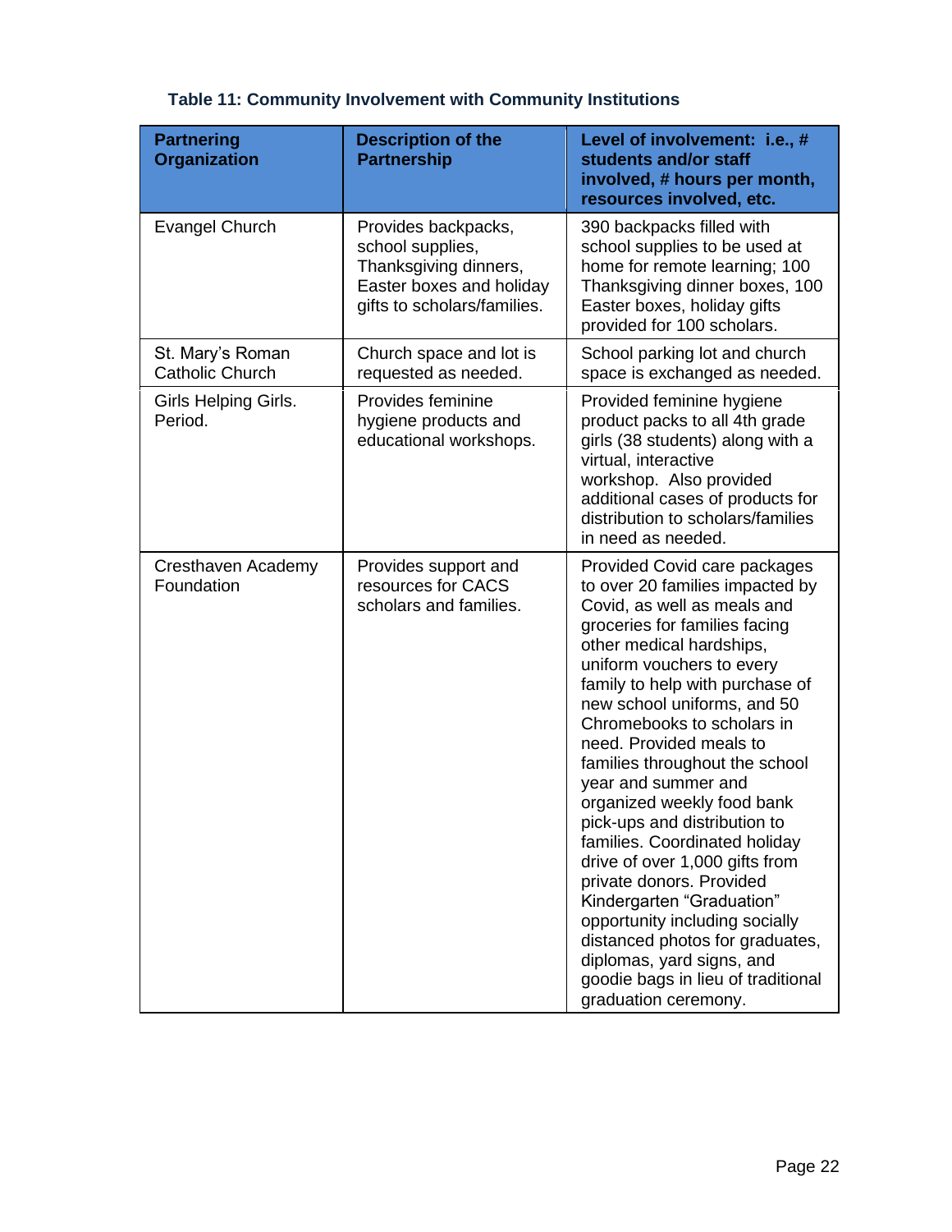**Table 11: Community Involvement with Community Institutions**

| Partnering Organization | Description of the Partnership | Level of involvement: i.e., # students and/or staff involved, # hours per month, resources involved, etc. |
|---|---|---|
| Evangel Church | Provides backpacks, school supplies, Thanksgiving dinners, Easter boxes and holiday gifts to scholars/families. | 390 backpacks filled with school supplies to be used at home for remote learning; 100 Thanksgiving dinner boxes, 100 Easter boxes, holiday gifts provided for 100 scholars. |
| St. Mary's Roman Catholic Church | Church space and lot is requested as needed. | School parking lot and church space is exchanged as needed. |
| Girls Helping Girls. Period. | Provides feminine hygiene products and educational workshops. | Provided feminine hygiene product packs to all 4th grade girls (38 students) along with a virtual, interactive workshop. Also provided additional cases of products for distribution to scholars/families in need as needed. |
| Cresthaven Academy Foundation | Provides support and resources for CACS scholars and families. | Provided Covid care packages to over 20 families impacted by Covid, as well as meals and groceries for families facing other medical hardships, uniform vouchers to every family to help with purchase of new school uniforms, and 50 Chromebooks to scholars in need. Provided meals to families throughout the school year and summer and organized weekly food bank pick-ups and distribution to families. Coordinated holiday drive of over 1,000 gifts from private donors. Provided Kindergarten "Graduation" opportunity including socially distanced photos for graduates, diplomas, yard signs, and goodie bags in lieu of traditional graduation ceremony. |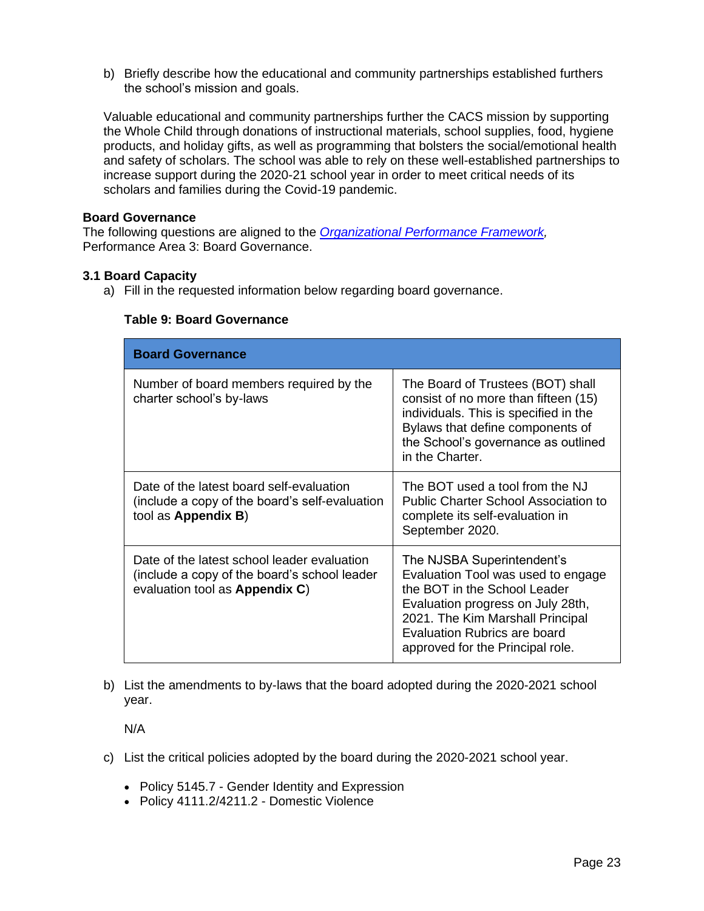b) Briefly describe how the educational and community partnerships established furthers the school's mission and goals.

Valuable educational and community partnerships further the CACS mission by supporting the Whole Child through donations of instructional materials, school supplies, food, hygiene products, and holiday gifts, as well as programming that bolsters the social/emotional health and safety of scholars. The school was able to rely on these well-established partnerships to increase support during the 2020-21 school year in order to meet critical needs of its scholars and families during the Covid-19 pandemic.

## Board Governance

The following questions are aligned to the *Organizational Performance Framework*, Performance Area 3: Board Governance.

### 3.1 Board Capacity

a) Fill in the requested information below regarding board governance.

**Table 9: Board Governance**

| Board Governance | |
|---|---|
| Number of board members required by the charter school's by-laws | The Board of Trustees (BOT) shall consist of no more than fifteen (15) individuals. This is specified in the Bylaws that define components of the School's governance as outlined in the Charter. |
| Date of the latest board self-evaluation (include a copy of the board's self-evaluation tool as **Appendix B**) | The BOT used a tool from the NJ Public Charter School Association to complete its self-evaluation in September 2020. |
| Date of the latest school leader evaluation (include a copy of the board's school leader evaluation tool as **Appendix C**) | The NJSBA Superintendent's Evaluation Tool was used to engage the BOT in the School Leader Evaluation progress on July 28th, 2021. The Kim Marshall Principal Evaluation Rubrics are board approved for the Principal role. |

b) List the amendments to by-laws that the board adopted during the 2020-2021 school year.

N/A

c) List the critical policies adopted by the board during the 2020-2021 school year.

- Policy 5145.7 - Gender Identity and Expression
- Policy 4111.2/4211.2 - Domestic Violence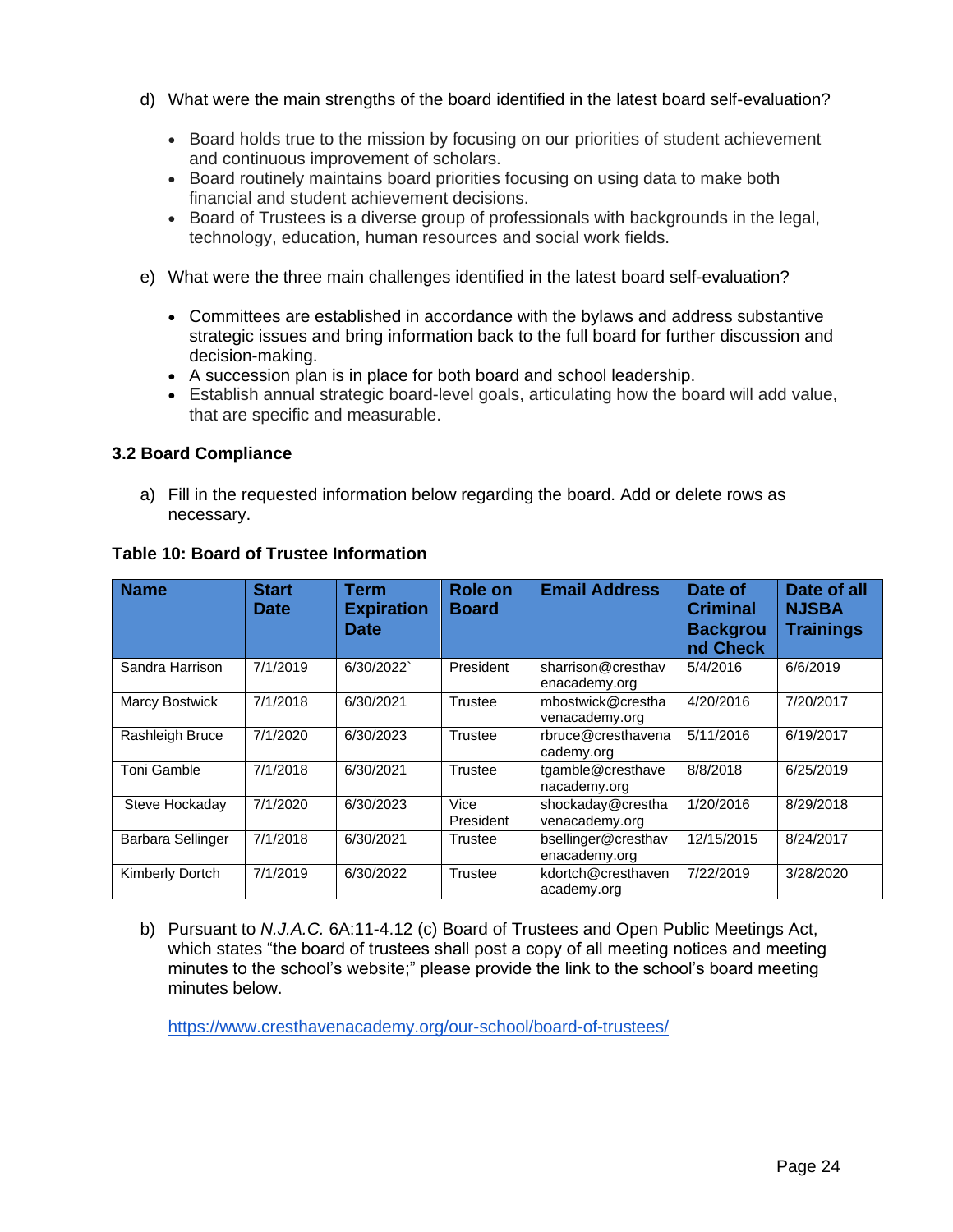d) What were the main strengths of the board identified in the latest board self-evaluation?

- Board holds true to the mission by focusing on our priorities of student achievement and continuous improvement of scholars.
- Board routinely maintains board priorities focusing on using data to make both financial and student achievement decisions.
- Board of Trustees is a diverse group of professionals with backgrounds in the legal, technology, education, human resources and social work fields.

e) What were the three main challenges identified in the latest board self-evaluation?

- Committees are established in accordance with the bylaws and address substantive strategic issues and bring information back to the full board for further discussion and decision-making.
- A succession plan is in place for both board and school leadership.
- Establish annual strategic board-level goals, articulating how the board will add value, that are specific and measurable.

### 3.2 Board Compliance

a) Fill in the requested information below regarding the board. Add or delete rows as necessary.

**Table 10: Board of Trustee Information**

| Name | Start Date | Term Expiration Date | Role on Board | Email Address | Date of Criminal Background Check | Date of all NJSBA Trainings |
|---|---|---|---|---|---|---|
| Sandra Harrison | 7/1/2019 | 6/30/2022` | President | sharrison@cresthavenacademy.org | 5/4/2016 | 6/6/2019 |
| Marcy Bostwick | 7/1/2018 | 6/30/2021 | Trustee | mbostwick@cresthavenacademy.org | 4/20/2016 | 7/20/2017 |
| Rashleigh Bruce | 7/1/2020 | 6/30/2023 | Trustee | rbruce@cresthavenacademy.org | 5/11/2016 | 6/19/2017 |
| Toni Gamble | 7/1/2018 | 6/30/2021 | Trustee | tgamble@cresthavenacademy.org | 8/8/2018 | 6/25/2019 |
| Steve Hockaday | 7/1/2020 | 6/30/2023 | Vice President | shockaday@cresthavenacademy.org | 1/20/2016 | 8/29/2018 |
| Barbara Sellinger | 7/1/2018 | 6/30/2021 | Trustee | bsellinger@cresthavenacademy.org | 12/15/2015 | 8/24/2017 |
| Kimberly Dortch | 7/1/2019 | 6/30/2022 | Trustee | kdortch@cresthavenacademy.org | 7/22/2019 | 3/28/2020 |

b) Pursuant to *N.J.A.C.* 6A:11-4.12 (c) Board of Trustees and Open Public Meetings Act, which states "the board of trustees shall post a copy of all meeting notices and meeting minutes to the school's website;" please provide the link to the school's board meeting minutes below.

https://www.cresthavenacademy.org/our-school/board-of-trustees/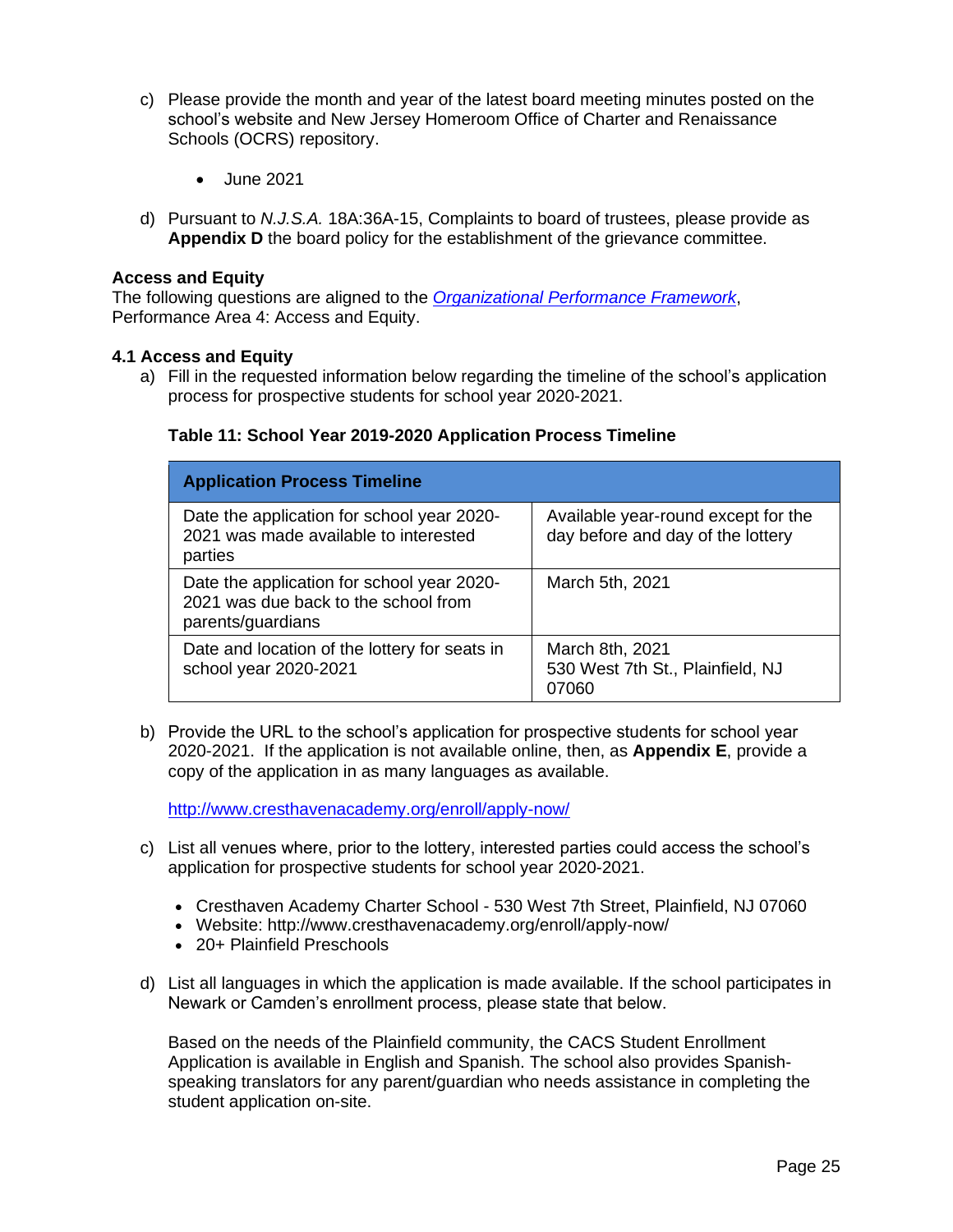c) Please provide the month and year of the latest board meeting minutes posted on the school's website and New Jersey Homeroom Office of Charter and Renaissance Schools (OCRS) repository.

- June 2021

d) Pursuant to *N.J.S.A.* 18A:36A-15, Complaints to board of trustees, please provide as **Appendix D** the board policy for the establishment of the grievance committee.

**Access and Equity**
The following questions are aligned to the *Organizational Performance Framework*, Performance Area 4: Access and Equity.

**4.1 Access and Equity**

a) Fill in the requested information below regarding the timeline of the school's application process for prospective students for school year 2020-2021.

**Table 11: School Year 2019-2020 Application Process Timeline**

| Application Process Timeline | |
|---|---|
| Date the application for school year 2020-2021 was made available to interested parties | Available year-round except for the day before and day of the lottery |
| Date the application for school year 2020-2021 was due back to the school from parents/guardians | March 5th, 2021 |
| Date and location of the lottery for seats in school year 2020-2021 | March 8th, 2021<br>530 West 7th St., Plainfield, NJ 07060 |

b) Provide the URL to the school's application for prospective students for school year 2020-2021. If the application is not available online, then, as **Appendix E**, provide a copy of the application in as many languages as available.

http://www.cresthavenacademy.org/enroll/apply-now/

c) List all venues where, prior to the lottery, interested parties could access the school's application for prospective students for school year 2020-2021.

- Cresthaven Academy Charter School - 530 West 7th Street, Plainfield, NJ 07060
- Website: http://www.cresthavenacademy.org/enroll/apply-now/
- 20+ Plainfield Preschools

d) List all languages in which the application is made available. If the school participates in Newark or Camden's enrollment process, please state that below.

Based on the needs of the Plainfield community, the CACS Student Enrollment Application is available in English and Spanish. The school also provides Spanish-speaking translators for any parent/guardian who needs assistance in completing the student application on-site.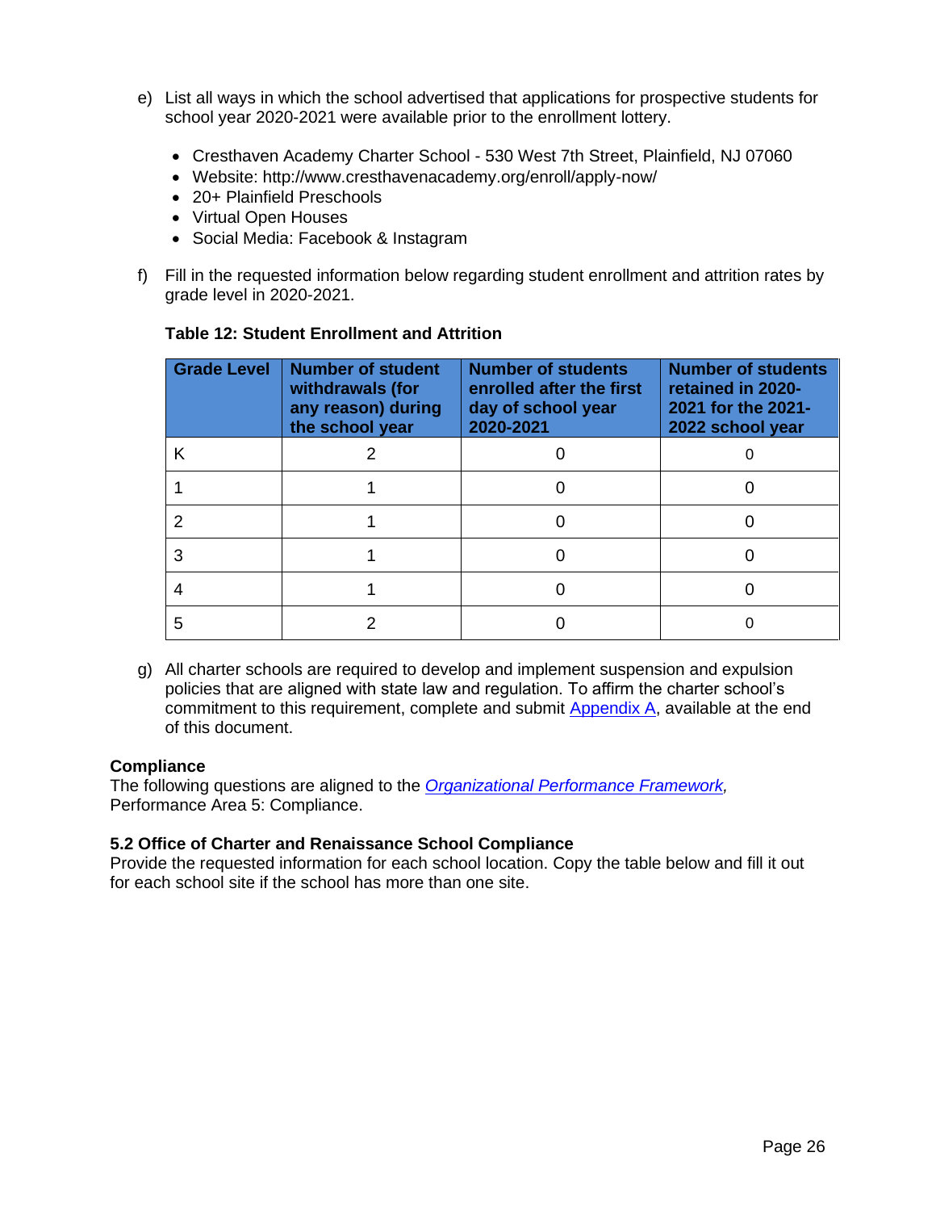e) List all ways in which the school advertised that applications for prospective students for school year 2020-2021 were available prior to the enrollment lottery.

- Cresthaven Academy Charter School - 530 West 7th Street, Plainfield, NJ 07060
- Website: http://www.cresthavenacademy.org/enroll/apply-now/
- 20+ Plainfield Preschools
- Virtual Open Houses
- Social Media: Facebook & Instagram

f) Fill in the requested information below regarding student enrollment and attrition rates by grade level in 2020-2021.

**Table 12: Student Enrollment and Attrition**

| Grade Level | Number of student withdrawals (for any reason) during the school year | Number of students enrolled after the first day of school year 2020-2021 | Number of students retained in 2020-2021 for the 2021-2022 school year |
|---|---|---|---|
| K | 2 | 0 | 0 |
| 1 | 1 | 0 | 0 |
| 2 | 1 | 0 | 0 |
| 3 | 1 | 0 | 0 |
| 4 | 1 | 0 | 0 |
| 5 | 2 | 0 | 0 |

g) All charter schools are required to develop and implement suspension and expulsion policies that are aligned with state law and regulation. To affirm the charter school's commitment to this requirement, complete and submit Appendix A, available at the end of this document.

**Compliance**
The following questions are aligned to the *Organizational Performance Framework*, Performance Area 5: Compliance.

**5.2 Office of Charter and Renaissance School Compliance**
Provide the requested information for each school location. Copy the table below and fill it out for each school site if the school has more than one site.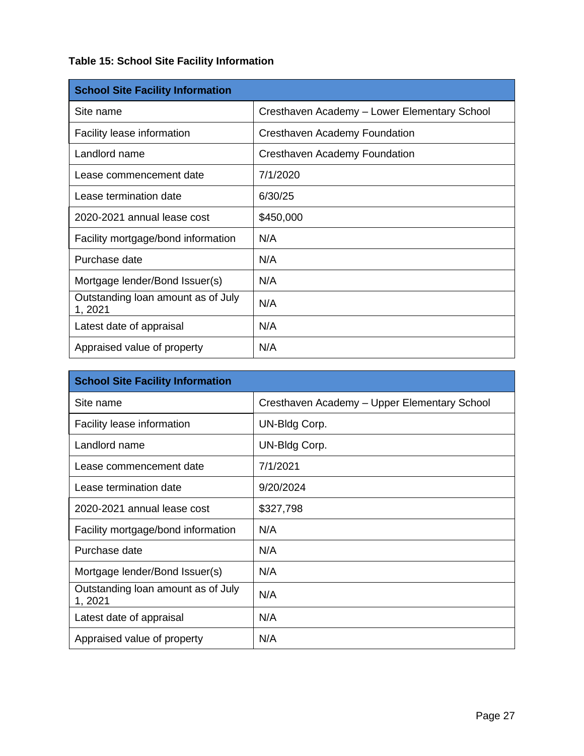**Table 15: School Site Facility Information**

| School Site Facility Information | |
|---|---|
| Site name | Cresthaven Academy – Lower Elementary School |
| Facility lease information | Cresthaven Academy Foundation |
| Landlord name | Cresthaven Academy Foundation |
| Lease commencement date | 7/1/2020 |
| Lease termination date | 6/30/25 |
| 2020-2021 annual lease cost | $450,000 |
| Facility mortgage/bond information | N/A |
| Purchase date | N/A |
| Mortgage lender/Bond Issuer(s) | N/A |
| Outstanding loan amount as of July 1, 2021 | N/A |
| Latest date of appraisal | N/A |
| Appraised value of property | N/A |

| School Site Facility Information | |
|---|---|
| Site name | Cresthaven Academy – Upper Elementary School |
| Facility lease information | UN-Bldg Corp. |
| Landlord name | UN-Bldg Corp. |
| Lease commencement date | 7/1/2021 |
| Lease termination date | 9/20/2024 |
| 2020-2021 annual lease cost | $327,798 |
| Facility mortgage/bond information | N/A |
| Purchase date | N/A |
| Mortgage lender/Bond Issuer(s) | N/A |
| Outstanding loan amount as of July 1, 2021 | N/A |
| Latest date of appraisal | N/A |
| Appraised value of property | N/A |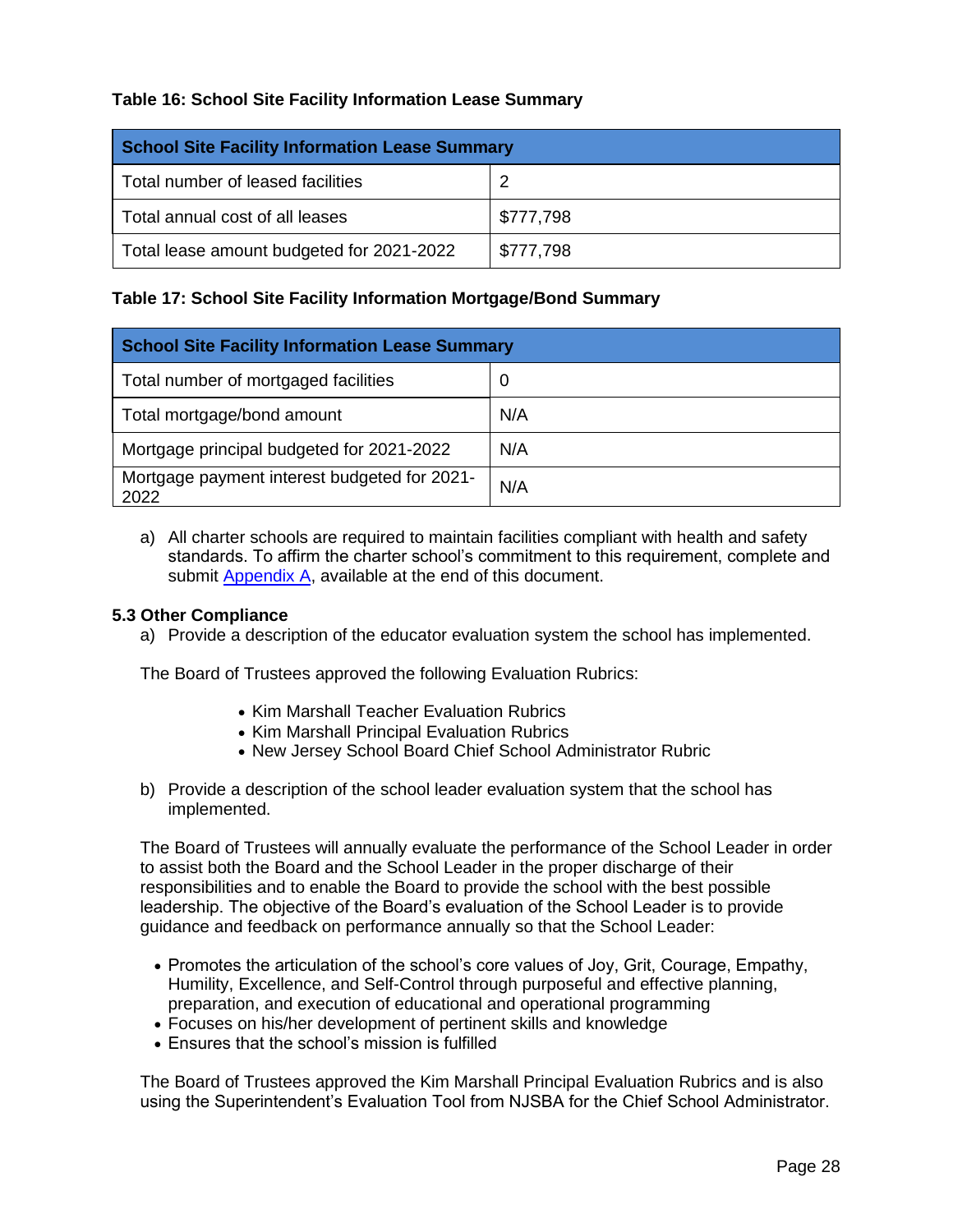**Table 16: School Site Facility Information Lease Summary**

| School Site Facility Information Lease Summary | |
|---|---|
| Total number of leased facilities | 2 |
| Total annual cost of all leases | $777,798 |
| Total lease amount budgeted for 2021-2022 | $777,798 |

**Table 17: School Site Facility Information Mortgage/Bond Summary**

| School Site Facility Information Lease Summary | |
|---|---|
| Total number of mortgaged facilities | 0 |
| Total mortgage/bond amount | N/A |
| Mortgage principal budgeted for 2021-2022 | N/A |
| Mortgage payment interest budgeted for 2021-2022 | N/A |

a) All charter schools are required to maintain facilities compliant with health and safety standards. To affirm the charter school's commitment to this requirement, complete and submit Appendix A, available at the end of this document.

### 5.3 Other Compliance

a) Provide a description of the educator evaluation system the school has implemented.

The Board of Trustees approved the following Evaluation Rubrics:

- Kim Marshall Teacher Evaluation Rubrics
- Kim Marshall Principal Evaluation Rubrics
- New Jersey School Board Chief School Administrator Rubric

b) Provide a description of the school leader evaluation system that the school has implemented.

The Board of Trustees will annually evaluate the performance of the School Leader in order to assist both the Board and the School Leader in the proper discharge of their responsibilities and to enable the Board to provide the school with the best possible leadership. The objective of the Board's evaluation of the School Leader is to provide guidance and feedback on performance annually so that the School Leader:

- Promotes the articulation of the school's core values of Joy, Grit, Courage, Empathy, Humility, Excellence, and Self-Control through purposeful and effective planning, preparation, and execution of educational and operational programming
- Focuses on his/her development of pertinent skills and knowledge
- Ensures that the school's mission is fulfilled

The Board of Trustees approved the Kim Marshall Principal Evaluation Rubrics and is also using the Superintendent's Evaluation Tool from NJSBA for the Chief School Administrator.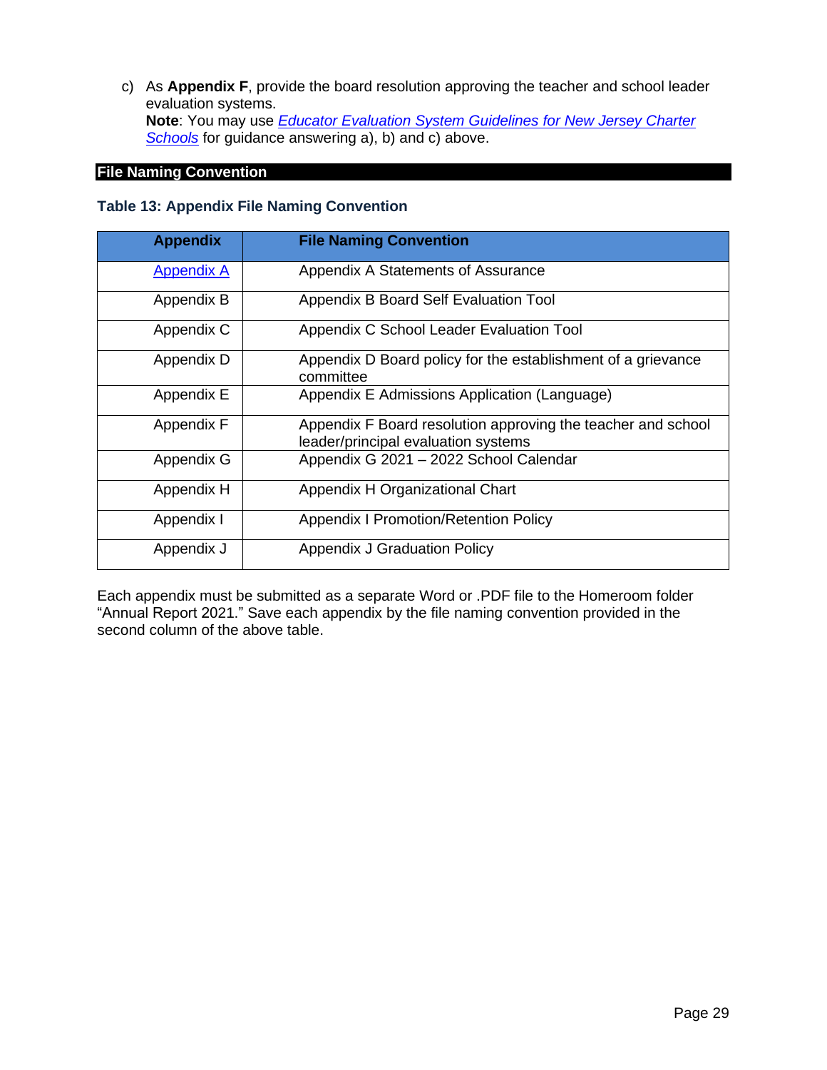c) As **Appendix F**, provide the board resolution approving the teacher and school leader evaluation systems.
   **Note**: You may use *Educator Evaluation System Guidelines for New Jersey Charter Schools* for guidance answering a), b) and c) above.

## File Naming Convention

### Table 13: Appendix File Naming Convention

| Appendix | File Naming Convention |
|---|---|
| Appendix A | Appendix A Statements of Assurance |
| Appendix B | Appendix B Board Self Evaluation Tool |
| Appendix C | Appendix C School Leader Evaluation Tool |
| Appendix D | Appendix D Board policy for the establishment of a grievance committee |
| Appendix E | Appendix E Admissions Application (Language) |
| Appendix F | Appendix F Board resolution approving the teacher and school leader/principal evaluation systems |
| Appendix G | Appendix G 2021 – 2022 School Calendar |
| Appendix H | Appendix H Organizational Chart |
| Appendix I | Appendix I Promotion/Retention Policy |
| Appendix J | Appendix J Graduation Policy |

Each appendix must be submitted as a separate Word or .PDF file to the Homeroom folder "Annual Report 2021." Save each appendix by the file naming convention provided in the second column of the above table.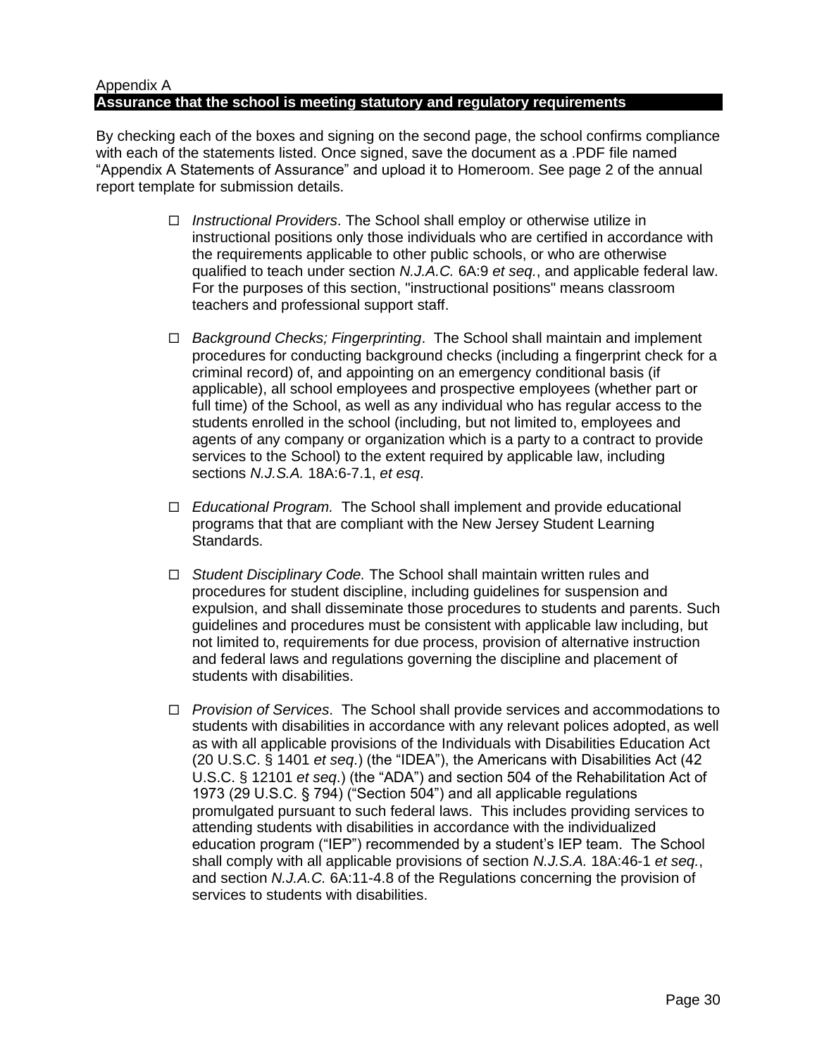Appendix A

**Assurance that the school is meeting statutory and regulatory requirements**

By checking each of the boxes and signing on the second page, the school confirms compliance with each of the statements listed. Once signed, save the document as a .PDF file named "Appendix A Statements of Assurance" and upload it to Homeroom. See page 2 of the annual report template for submission details.

- ☐ *Instructional Providers*. The School shall employ or otherwise utilize in instructional positions only those individuals who are certified in accordance with the requirements applicable to other public schools, or who are otherwise qualified to teach under section *N.J.A.C.* 6A:9 *et seq.*, and applicable federal law. For the purposes of this section, "instructional positions" means classroom teachers and professional support staff.

- ☐ *Background Checks; Fingerprinting*. The School shall maintain and implement procedures for conducting background checks (including a fingerprint check for a criminal record) of, and appointing on an emergency conditional basis (if applicable), all school employees and prospective employees (whether part or full time) of the School, as well as any individual who has regular access to the students enrolled in the school (including, but not limited to, employees and agents of any company or organization which is a party to a contract to provide services to the School) to the extent required by applicable law, including sections *N.J.S.A.* 18A:6-7.1, *et esq*.

- ☐ *Educational Program.* The School shall implement and provide educational programs that that are compliant with the New Jersey Student Learning Standards.

- ☐ *Student Disciplinary Code.* The School shall maintain written rules and procedures for student discipline, including guidelines for suspension and expulsion, and shall disseminate those procedures to students and parents. Such guidelines and procedures must be consistent with applicable law including, but not limited to, requirements for due process, provision of alternative instruction and federal laws and regulations governing the discipline and placement of students with disabilities.

- ☐ *Provision of Services*. The School shall provide services and accommodations to students with disabilities in accordance with any relevant polices adopted, as well as with all applicable provisions of the Individuals with Disabilities Education Act (20 U.S.C. § 1401 *et seq*.) (the "IDEA"), the Americans with Disabilities Act (42 U.S.C. § 12101 *et seq*.) (the "ADA") and section 504 of the Rehabilitation Act of 1973 (29 U.S.C. § 794) ("Section 504") and all applicable regulations promulgated pursuant to such federal laws. This includes providing services to attending students with disabilities in accordance with the individualized education program ("IEP") recommended by a student's IEP team. The School shall comply with all applicable provisions of section *N.J.S.A.* 18A:46-1 *et seq.*, and section *N.J.A.C.* 6A:11-4.8 of the Regulations concerning the provision of services to students with disabilities.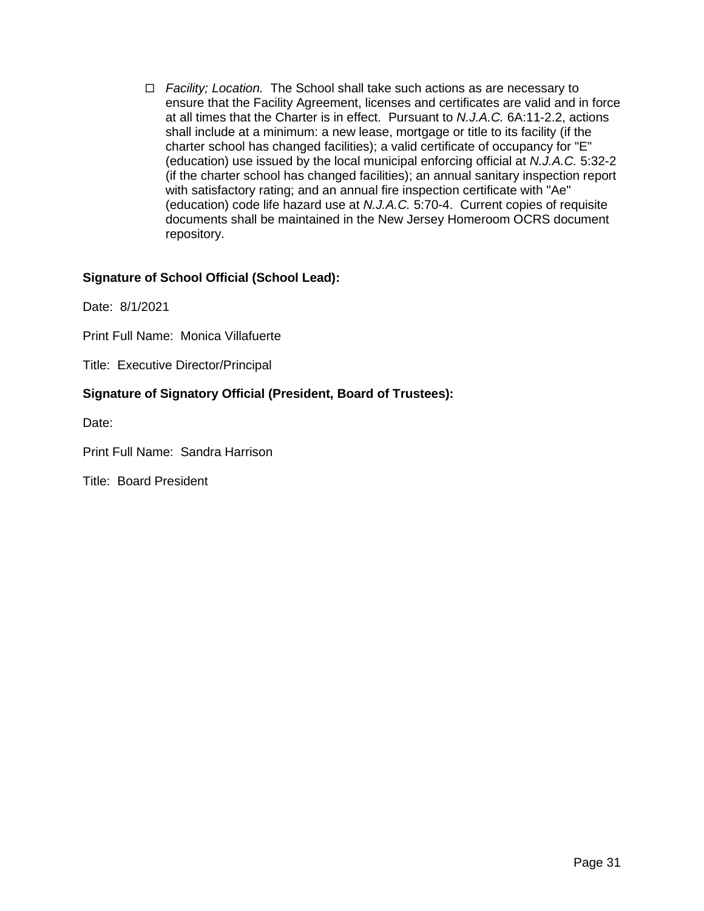- ☐ *Facility; Location.* The School shall take such actions as are necessary to ensure that the Facility Agreement, licenses and certificates are valid and in force at all times that the Charter is in effect. Pursuant to *N.J.A.C.* 6A:11-2.2, actions shall include at a minimum: a new lease, mortgage or title to its facility (if the charter school has changed facilities); a valid certificate of occupancy for "E" (education) use issued by the local municipal enforcing official at *N.J.A.C.* 5:32-2 (if the charter school has changed facilities); an annual sanitary inspection report with satisfactory rating; and an annual fire inspection certificate with "Ae" (education) code life hazard use at *N.J.A.C.* 5:70-4. Current copies of requisite documents shall be maintained in the New Jersey Homeroom OCRS document repository.

**Signature of School Official (School Lead):**

Date: 8/1/2021

Print Full Name: Monica Villafuerte

Title: Executive Director/Principal

**Signature of Signatory Official (President, Board of Trustees):**

Date:

Print Full Name: Sandra Harrison

Title: Board President